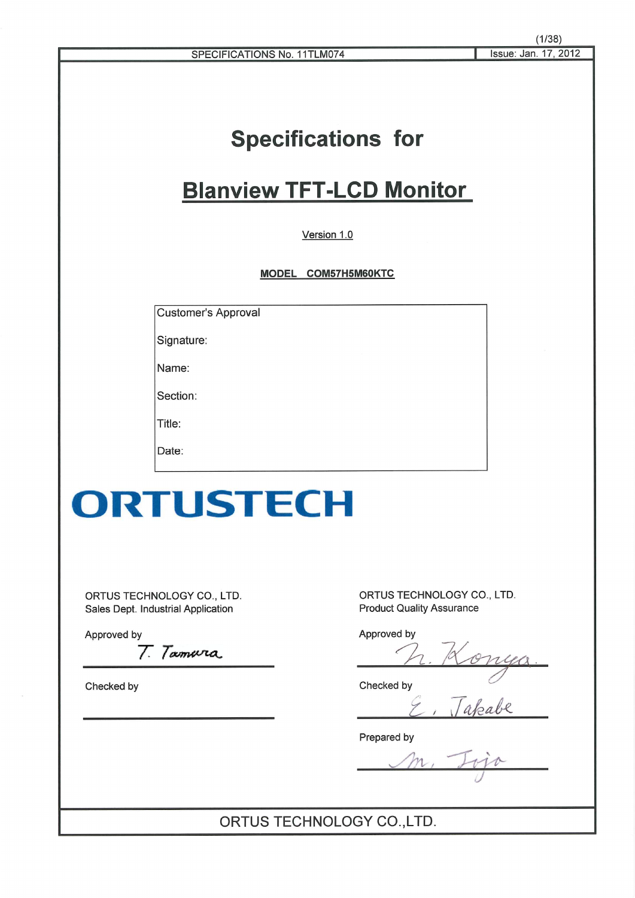SPECIFICATIONS No. 11TLM074 | Issue: Jan. 17, 2012

# Specifications for

# Blanview TFT-LCD Monitor

Version 1.0

**MODEL COM57H5M60KTC**

| Customer's Approval |
|---|
| Signature: |
| Name: |
| Section: |
| Title: |
| Date: |

**ORTUSTECH**

ORTUS TECHNOLOGY CO., LTD.
Sales Dept. Industrial Application

Approved by

T. Tamura

Checked by

ORTUS TECHNOLOGY CO., LTD.
Product Quality Assurance

Approved by

N. Konya

Checked by

E. Takabe

Prepared by

M. Tojo

ORTUS TECHNOLOGY CO.,LTD.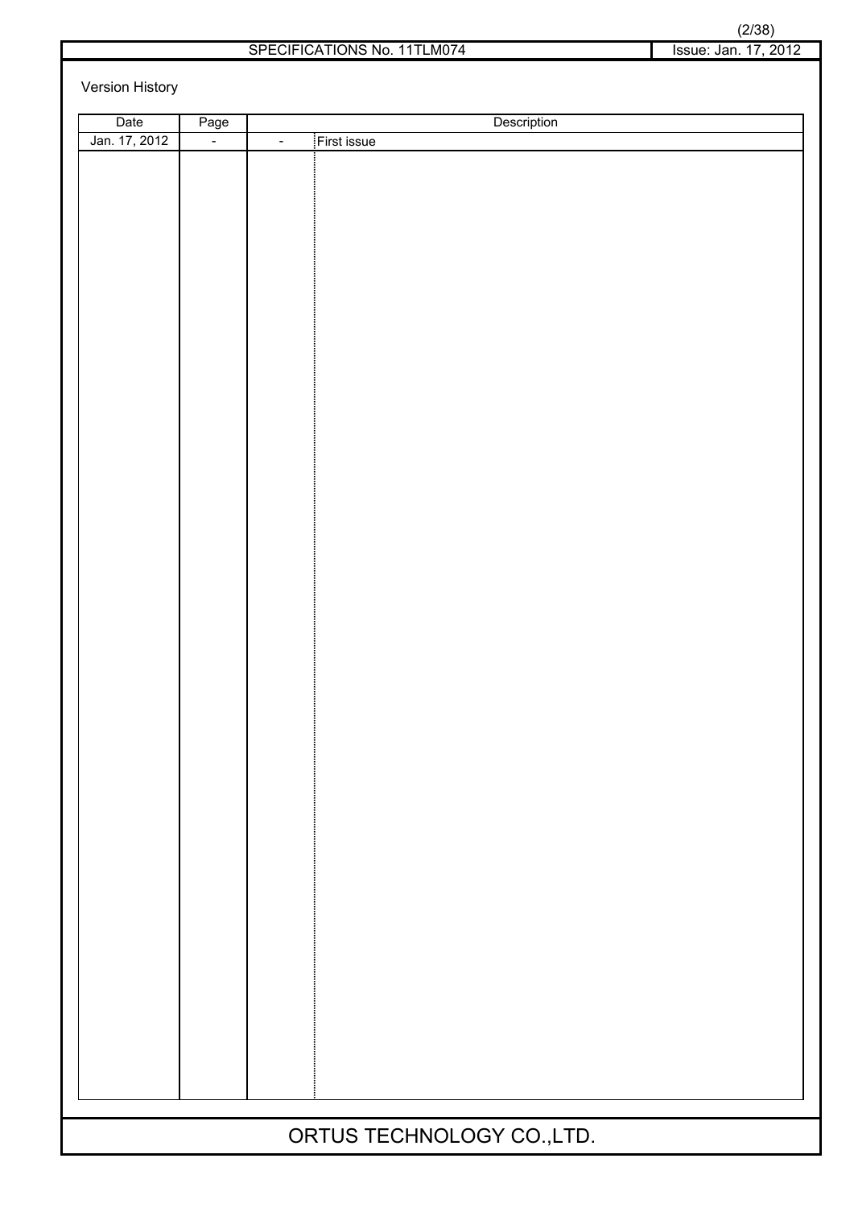Version History

| Date | Page | Description | |
|---|---|---|---|
| Jan. 17, 2012 | - | - | First issue |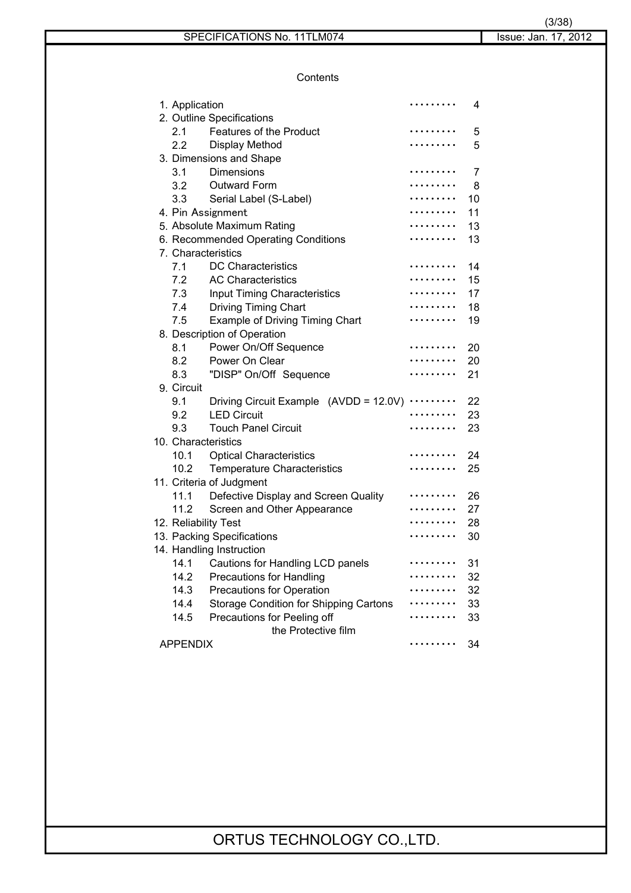# Contents

| | | Page |
|---|---|---|
| 1. Application | | 4 |
| 2. Outline Specifications | | |
| 2.1 | Features of the Product | 5 |
| 2.2 | Display Method | 5 |
| 3. Dimensions and Shape | | |
| 3.1 | Dimensions | 7 |
| 3.2 | Outward Form | 8 |
| 3.3 | Serial Label (S-Label) | 10 |
| 4. Pin Assignment | | 11 |
| 5. Absolute Maximum Rating | | 13 |
| 6. Recommended Operating Conditions | | 13 |
| 7. Characteristics | | |
| 7.1 | DC Characteristics | 14 |
| 7.2 | AC Characteristics | 15 |
| 7.3 | Input Timing Characteristics | 17 |
| 7.4 | Driving Timing Chart | 18 |
| 7.5 | Example of Driving Timing Chart | 19 |
| 8. Description of Operation | | |
| 8.1 | Power On/Off Sequence | 20 |
| 8.2 | Power On Clear | 20 |
| 8.3 | "DISP" On/Off Sequence | 21 |
| 9. Circuit | | |
| 9.1 | Driving Circuit Example (AVDD = 12.0V) | 22 |
| 9.2 | LED Circuit | 23 |
| 9.3 | Touch Panel Circuit | 23 |
| 10. Characteristics | | |
| 10.1 | Optical Characteristics | 24 |
| 10.2 | Temperature Characteristics | 25 |
| 11. Criteria of Judgment | | |
| 11.1 | Defective Display and Screen Quality | 26 |
| 11.2 | Screen and Other Appearance | 27 |
| 12. Reliability Test | | 28 |
| 13. Packing Specifications | | 30 |
| 14. Handling Instruction | | |
| 14.1 | Cautions for Handling LCD panels | 31 |
| 14.2 | Precautions for Handling | 32 |
| 14.3 | Precautions for Operation | 32 |
| 14.4 | Storage Condition for Shipping Cartons | 33 |
| 14.5 | Precautions for Peeling off the Protective film | 33 |
| APPENDIX | | 34 |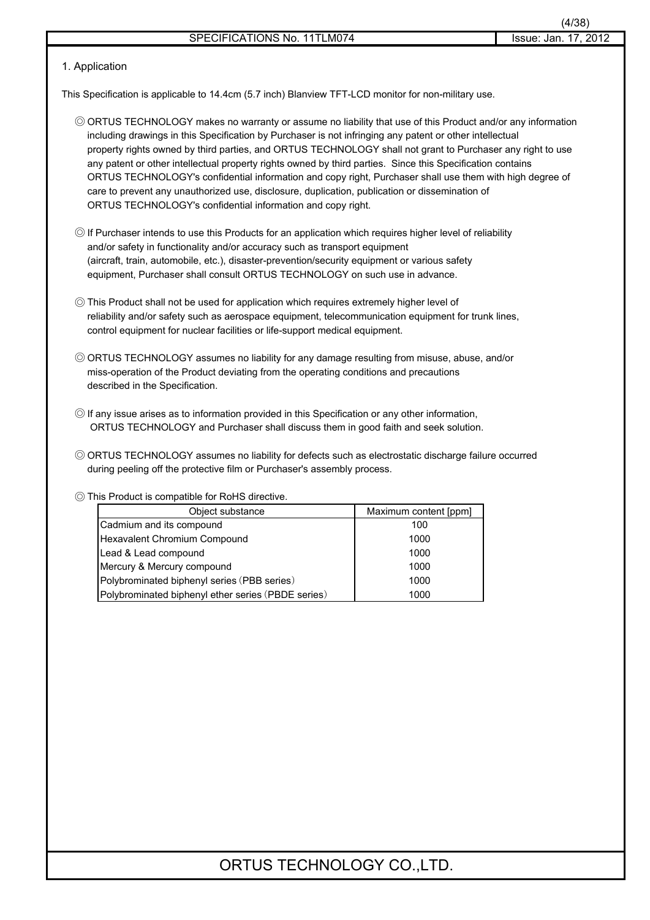## 1. Application

This Specification is applicable to 14.4cm (5.7 inch) Blanview TFT-LCD monitor for non-military use.

◎ ORTUS TECHNOLOGY makes no warranty or assume no liability that use of this Product and/or any information including drawings in this Specification by Purchaser is not infringing any patent or other intellectual property rights owned by third parties, and ORTUS TECHNOLOGY shall not grant to Purchaser any right to use any patent or other intellectual property rights owned by third parties. Since this Specification contains ORTUS TECHNOLOGY's confidential information and copy right, Purchaser shall use them with high degree of care to prevent any unauthorized use, disclosure, duplication, publication or dissemination of ORTUS TECHNOLOGY's confidential information and copy right.

◎ If Purchaser intends to use this Products for an application which requires higher level of reliability and/or safety in functionality and/or accuracy such as transport equipment (aircraft, train, automobile, etc.), disaster-prevention/security equipment or various safety equipment, Purchaser shall consult ORTUS TECHNOLOGY on such use in advance.

◎ This Product shall not be used for application which requires extremely higher level of reliability and/or safety such as aerospace equipment, telecommunication equipment for trunk lines, control equipment for nuclear facilities or life-support medical equipment.

◎ ORTUS TECHNOLOGY assumes no liability for any damage resulting from misuse, abuse, and/or miss-operation of the Product deviating from the operating conditions and precautions described in the Specification.

◎ If any issue arises as to information provided in this Specification or any other information, ORTUS TECHNOLOGY and Purchaser shall discuss them in good faith and seek solution.

◎ ORTUS TECHNOLOGY assumes no liability for defects such as electrostatic discharge failure occurred during peeling off the protective film or Purchaser's assembly process.

◎ This Product is compatible for RoHS directive.

| Object substance | Maximum content [ppm] |
|---|---|
| Cadmium and its compound | 100 |
| Hexavalent Chromium Compound | 1000 |
| Lead & Lead compound | 1000 |
| Mercury & Mercury compound | 1000 |
| Polybrominated biphenyl series (PBB series) | 1000 |
| Polybrominated biphenyl ether series (PBDE series) | 1000 |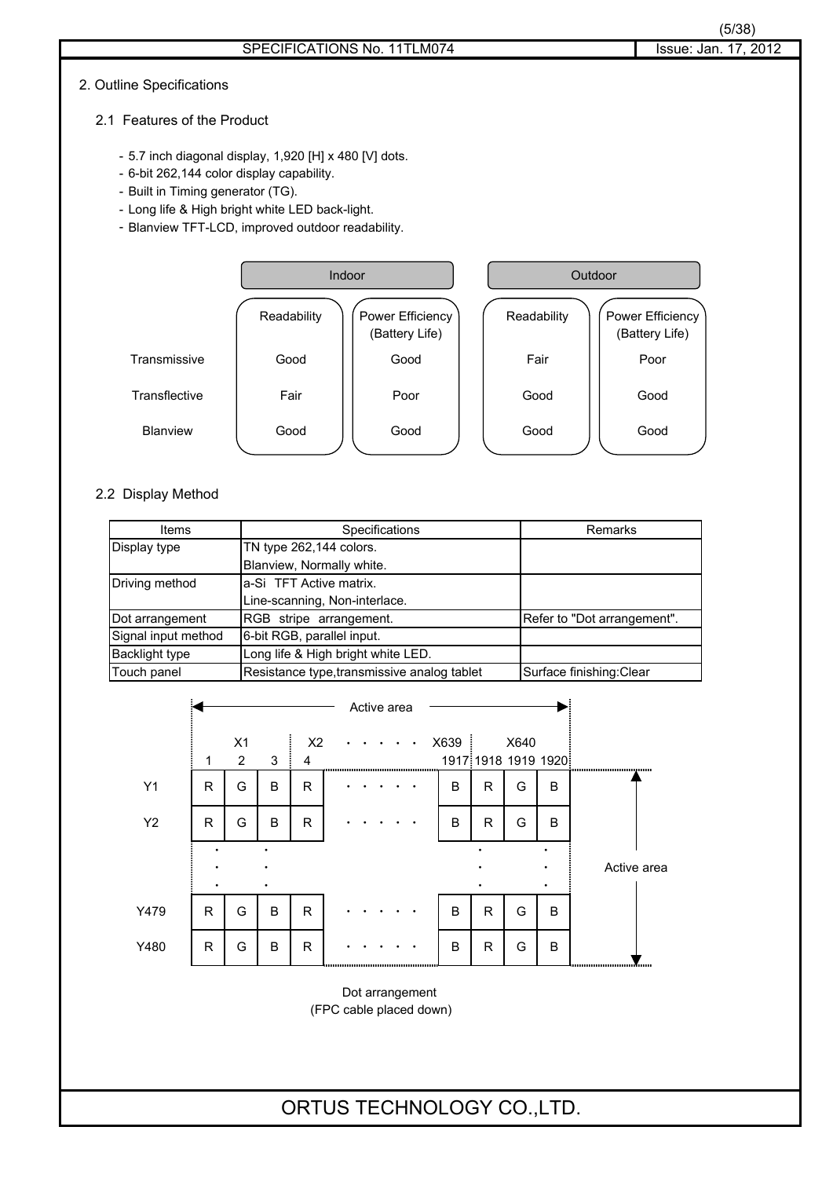## 2. Outline Specifications

### 2.1 Features of the Product

- 5.7 inch diagonal display, 1,920 [H] x 480 [V] dots.
- 6-bit 262,144 color display capability.
- Built in Timing generator (TG).
- Long life & High bright white LED back-light.
- Blanview TFT-LCD, improved outdoor readability.

| | Indoor | | Outdoor | |
|---|---|---|---|---|
| | Readability | Power Efficiency (Battery Life) | Readability | Power Efficiency (Battery Life) |
| Transmissive | Good | Good | Fair | Poor |
| Transflective | Fair | Poor | Good | Good |
| Blanview | Good | Good | Good | Good |

### 2.2 Display Method

| Items | Specifications | Remarks |
|---|---|---|
| Display type | TN type 262,144 colors.<br>Blanview, Normally white. | |
| Driving method | a-Si TFT Active matrix.<br>Line-scanning, Non-interlace. | |
| Dot arrangement | RGB stripe arrangement. | Refer to "Dot arrangement". |
| Signal input method | 6-bit RGB, parallel input. | |
| Backlight type | Long life & High bright white LED. | |
| Touch panel | Resistance type,transmissive analog tablet | Surface finishing:Clear |

Active area (horizontal) / Active area (vertical)

| | X1 | | | X2 | · · · · · · | X639 | X640 | | |
|---|---|---|---|---|---|---|---|---|---|
| | 1 | 2 | 3 | 4 | | 1917 | 1918 | 1919 | 1920 |
| Y1 | R | G | B | R | · · · · · · | B | R | G | B |
| Y2 | R | G | B | R | · · · · · · | B | R | G | B |
| · | · | | · | | | | · | | · |
| Y479 | R | G | B | R | · · · · · · | B | R | G | B |
| Y480 | R | G | B | R | · · · · · · | B | R | G | B |

Dot arrangement
(FPC cable placed down)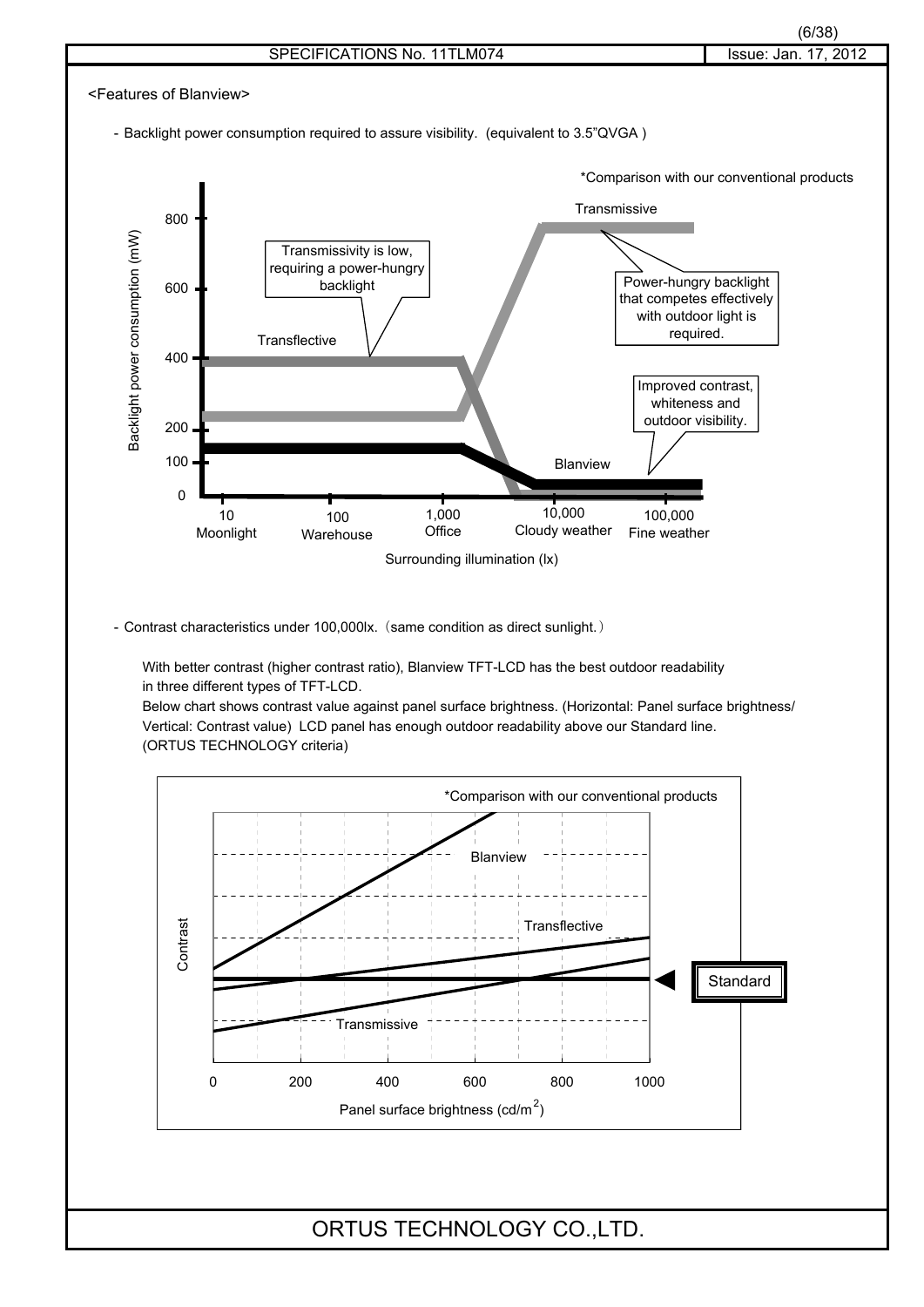<Features of Blanview>

- Backlight power consumption required to assure visibility. (equivalent to 3.5"QVGA )

*Comparison with our conventional products

Backlight power consumption (mW) vs. Surrounding illumination (lx): 10 Moonlight, 100 Warehouse, 1,000 Office, 10,000 Cloudy weather, 100,000 Fine weather

- Transflective: Transmissivity is low, requiring a power-hungry backlight
- Transmissive: Power-hungry backlight that competes effectively with outdoor light is required.
- Blanview: Improved contrast, whiteness and outdoor visibility.

- Contrast characteristics under 100,000lx.（same condition as direct sunlight.）

With better contrast (higher contrast ratio), Blanview TFT-LCD has the best outdoor readability in three different types of TFT-LCD.
Below chart shows contrast value against panel surface brightness. (Horizontal: Panel surface brightness/ Vertical: Contrast value) LCD panel has enough outdoor readability above our Standard line. (ORTUS TECHNOLOGY criteria)

*Comparison with our conventional products

Contrast vs. Panel surface brightness ($cd/m^2$): 0, 200, 400, 600, 800, 1000

Blanview, Transflective, Transmissive, Standard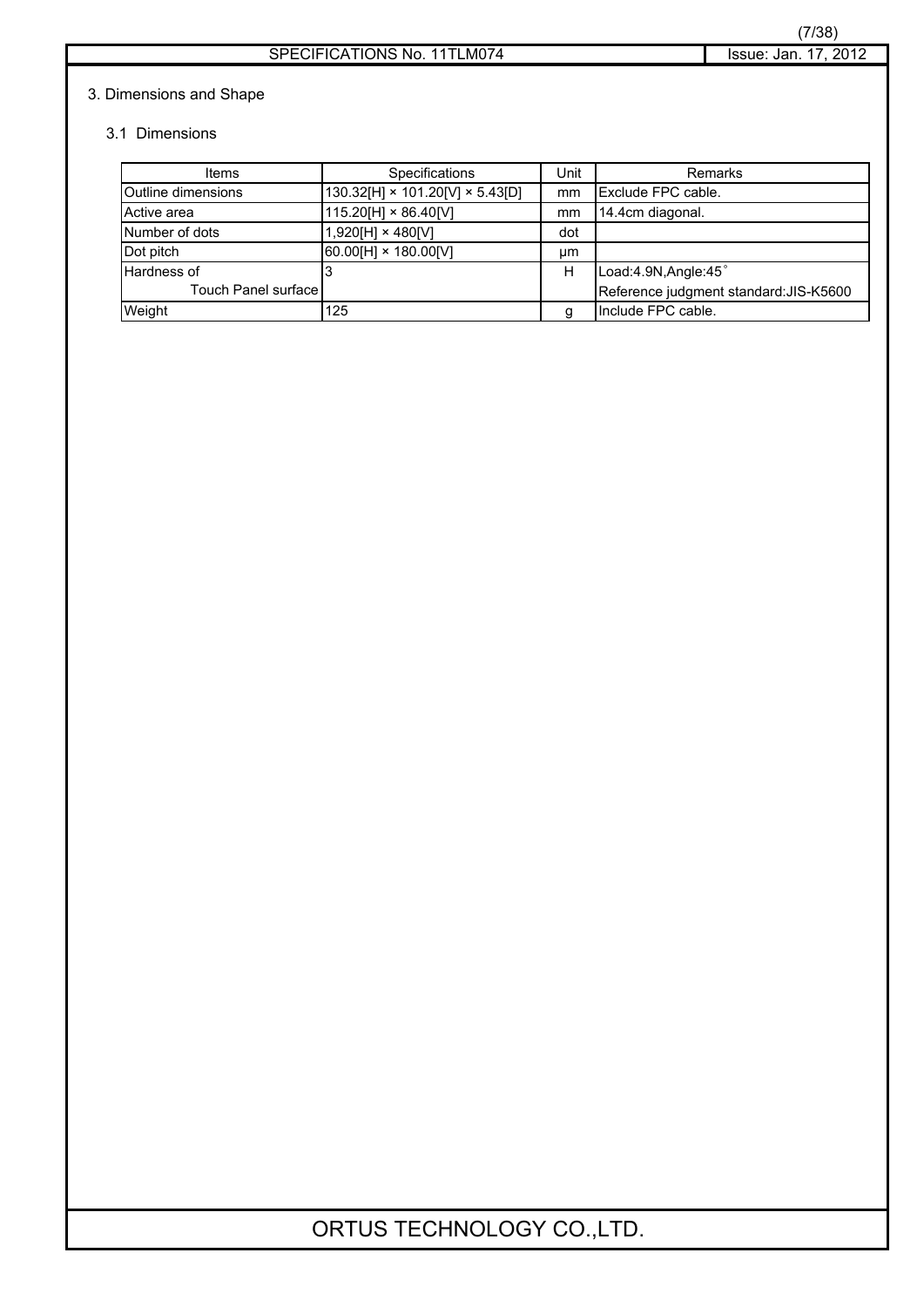## 3. Dimensions and Shape

### 3.1 Dimensions

| Items | Specifications | Unit | Remarks |
|---|---|---|---|
| Outline dimensions | 130.32[H] × 101.20[V] × 5.43[D] | mm | Exclude FPC cable. |
| Active area | 115.20[H] × 86.40[V] | mm | 14.4cm diagonal. |
| Number of dots | 1,920[H] × 480[V] | dot | |
| Dot pitch | 60.00[H] × 180.00[V] | μm | |
| Hardness of Touch Panel surface | 3 | H | Load:4.9N,Angle:45° Reference judgment standard:JIS-K5600 |
| Weight | 125 | g | Include FPC cable. |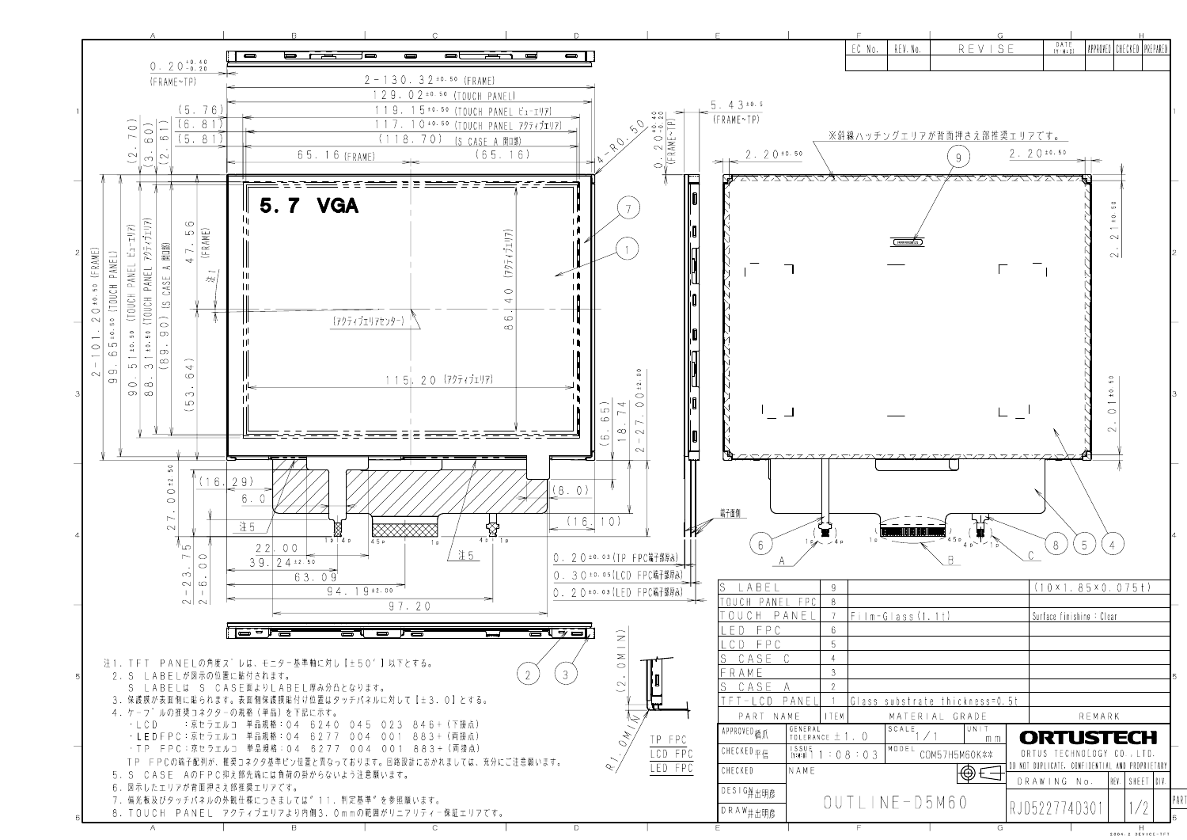注1. TFT PANELの角度ズレは、モニター基準軸に対し【±50′】以下とする。
2. S LABELが図示の位置に貼付されます。
S LABELは S CASE面よりLABEL厚み分凸となります。
3. 保護膜が表面側に貼られます。表面側保護膜貼付け位置はタッチパネルに対して【±3.0】とする。
4. ケーブルの推奨コネクターの規格（単品）を下記に示す。
・LCD　　：京セラエルコ　単品規格：04 6240 045 023 846+（下接点）
・LEDFPC：京セラエルコ　単品規格：04 6277 004 001 883+（両接点）
・TP FPC：京セラエルコ　単品規格：04 6277 004 001 883+（両接点）
TP FPCの端子配列が、推奨コネクタ基準ピン位置と異なっております。回路設計におかれましては、充分にご注意願います。
5. S CASE AのFPC抑え部先端には負荷の掛からないよう注意願います。
6. 図示したエリアが背面押さえ部推奨エリアです。
7. 偏光板及びタッチパネルの外観仕様につきましては"11. 判定基準"を参照願います。
8. TOUCH PANEL アクティブエリアより内側3.0mmの範囲がリニアリティー保証エリアです。

※斜線ハッチングエリアが背面押さえ部推奨エリアです。

| PART NAME | ITEM | MATERIAL GRADE | REMARK |
|---|---|---|---|
| S LABEL | 9 | | (10×1.85×0.075t) |
| TOUCH PANEL FPC | 8 | | |
| TOUCH PANEL | 7 | Film-Glass(1.1t) | Surface finishing：Clear |
| LED FPC | 6 | | |
| LCD FPC | 5 | | |
| S CASE C | 4 | | |
| FRAME | 3 | | |
| S CASE A | 2 | | |
| TFT-LCD PANEL | 1 | Glass substrate thickness=0.5t | |

| EC No. | REV. No. | REVISE | DATE (Y-M-D) | APPROVED | CHECKED | PREPARED |
|---|---|---|---|---|---|---|
| | | | | | | |

APPROVED 磯爪 | GENERAL TOLERANCE ±1.0 | SCALE 1/1 | UNIT mm
CHECKED 平信 | ISSUE (Y-M-D) 11：08：03 | MODEL COM57H5M60K**
CHECKED | NAME
DESIGN 井出明彦
DRAW 井出明彦

OUTLINE-D5M60

ORTUSTECH
ORTUS TECHNOLOGY CO., LTD.
DO NOT DUPLICATE. CONFIDENTIAL AND PROPRIETARY

DRAWING No. RJD5227740301 | SHEET 1/2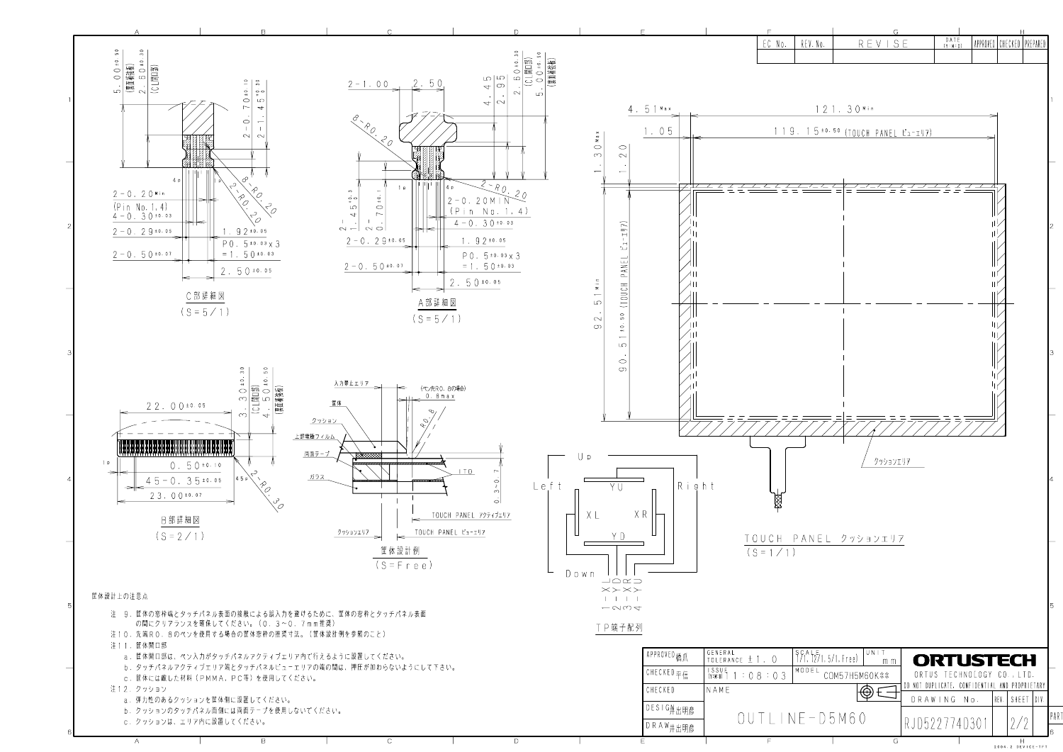| EC No. | REV. No. | REVISE | DATE (Y-M-D) | APPROVED | CHECKED | PREPARED |
|---|---|---|---|---|---|---|
| | | | | | | |

C部詳細図
(S=5/1)

A部詳細図
(S=5/1)

B部詳細図
(S=2/1)

筐体設計例
(S=Free)

TP端子配列

TOUCH PANEL クッションエリア
(S=1/1)

筐体設計上の注意点

注 9. 筐体の窓枠端とタッチパネル表面の接触による誤入力を避けるために、筐体の窓枠とタッチパネル表面の間にクリアランスを確保してください。(0.3~0.7mm推奨)

注10. 先端R0.8のペンを使用する場合の筐体窓枠の推奨寸法。(筐体設計例を参照のこと)

注11. 筐体開口部

a. 筐体開口部は、ペン入力がタッチパネルアクティブエリア内で行えるように設置してください。

b. タッチパネルアクティブエリア端とタッチパネルビューエリアの端の間は、押圧が加わらないようにして下さい。

c. 筐体には厳した材料(PMMA, PC等)を使用してください。

注12. クッション

a. 弾力性のあるクッションを筐体側に設置してください。

b. クッションのタッチパネル面側には両面テープを使用しないでください。

c. クッションは、エリア内に設置してください。

| APPROVED 橋爪 | GENERAL TOLERANCE ±1.0 | SCALE 1/1, 1.2/1.5/1, Free) | UNIT mm | ORTUSTECH ORTUS TECHNOLOGY CO., LTD. |
|---|---|---|---|---|
| CHECKED 平信 | ISSUE (Y-M-D) 11:08:03 | MODEL COM57H5M60K** | | DO NOT DUPLICATE. CONFIDENTIAL AND PROPRIETARY |
| CHECKED | NAME | | | DRAWING No. RJD5227740301 |
| DESIGN 井出明彦 | OUTLINE-D5M60 | | | SHEET 2/2 |
| DRAW 井出明彦 | | | | |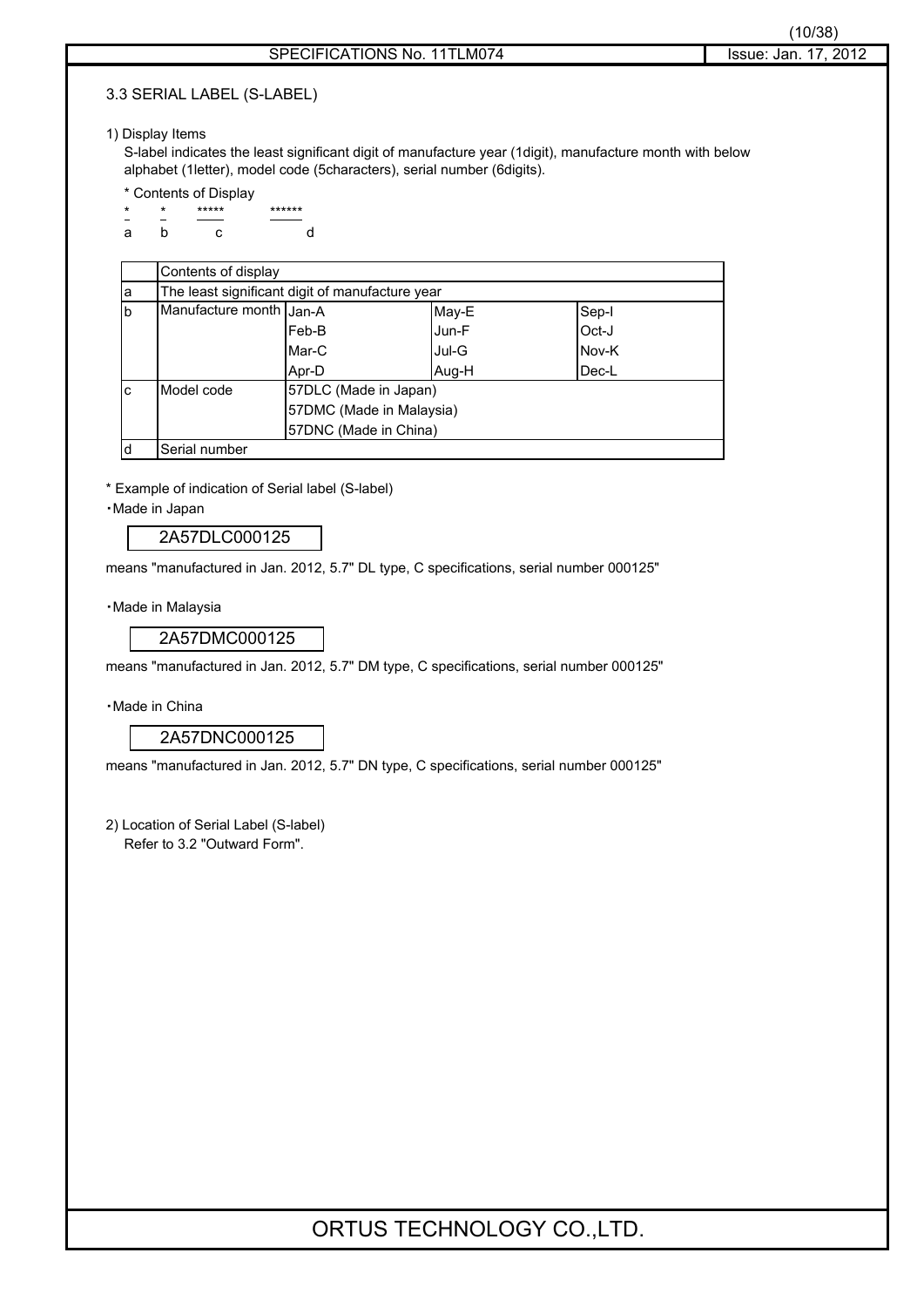### 3.3 SERIAL LABEL (S-LABEL)

1) Display Items

S-label indicates the least significant digit of manufacture year (1digit), manufacture month with below alphabet (1letter), model code (5characters), serial number (6digits).

\* Contents of Display

```
*   *   *****   ******
a   b     c       d
```

| | Contents of display | | | |
|---|---|---|---|---|
| a | The least significant digit of manufacture year | | | |
| b | Manufacture month | Jan-A | May-E | Sep-I |
| | | Feb-B | Jun-F | Oct-J |
| | | Mar-C | Jul-G | Nov-K |
| | | Apr-D | Aug-H | Dec-L |
| c | Model code | 57DLC (Made in Japan) | | |
| | | 57DMC (Made in Malaysia) | | |
| | | 57DNC (Made in China) | | |
| d | Serial number | | | |

\* Example of indication of Serial label (S-label)

・Made in Japan

| 2A57DLC000125 |
|---|

means "manufactured in Jan. 2012, 5.7" DL type, C specifications, serial number 000125"

・Made in Malaysia

| 2A57DMC000125 |
|---|

means "manufactured in Jan. 2012, 5.7" DM type, C specifications, serial number 000125"

・Made in China

| 2A57DNC000125 |
|---|

means "manufactured in Jan. 2012, 5.7" DN type, C specifications, serial number 000125"

2) Location of Serial Label (S-label)

Refer to 3.2 "Outward Form".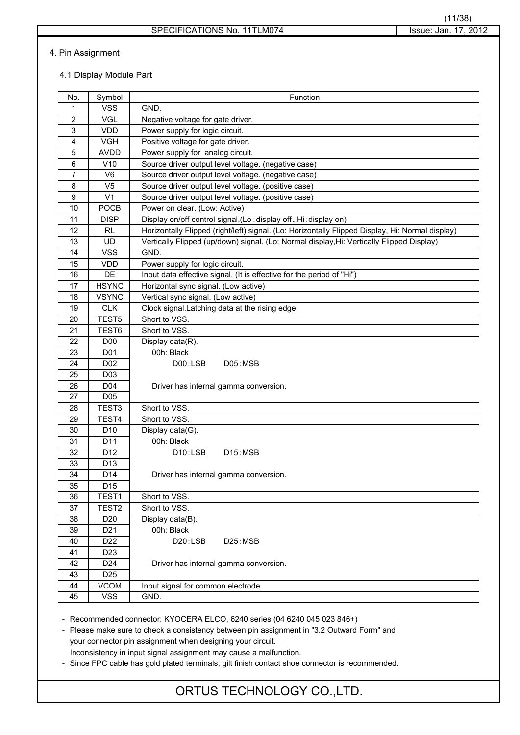## 4. Pin Assignment

### 4.1 Display Module Part

| No. | Symbol | Function |
|---|---|---|
| 1 | VSS | GND. |
| 2 | VGL | Negative voltage for gate driver. |
| 3 | VDD | Power supply for logic circuit. |
| 4 | VGH | Positive voltage for gate driver. |
| 5 | AVDD | Power supply for analog circuit. |
| 6 | V10 | Source driver output level voltage. (negative case) |
| 7 | V6 | Source driver output level voltage. (negative case) |
| 8 | V5 | Source driver output level voltage. (positive case) |
| 9 | V1 | Source driver output level voltage. (positive case) |
| 10 | POCB | Power on clear. (Low: Active) |
| 11 | DISP | Display on/off control signal.(Lo：display off、Hi：display on) |
| 12 | RL | Horizontally Flipped (right/left) signal. (Lo: Horizontally Flipped Display, Hi: Normal display) |
| 13 | UD | Vertically Flipped (up/down) signal. (Lo: Normal display,Hi: Vertically Flipped Display) |
| 14 | VSS | GND. |
| 15 | VDD | Power supply for logic circuit. |
| 16 | DE | Input data effective signal. (It is effective for the period of "Hi") |
| 17 | HSYNC | Horizontal sync signal. (Low active) |
| 18 | VSYNC | Vertical sync signal. (Low active) |
| 19 | CLK | Clock signal.Latching data at the rising edge. |
| 20 | TEST5 | Short to VSS. |
| 21 | TEST6 | Short to VSS. |
| 22 | D00 | Display data(R). |
| 23 | D01 | 00h: Black |
| 24 | D02 | D00：LSB D05：MSB |
| 25 | D03 | |
| 26 | D04 | Driver has internal gamma conversion. |
| 27 | D05 | |
| 28 | TEST3 | Short to VSS. |
| 29 | TEST4 | Short to VSS. |
| 30 | D10 | Display data(G). |
| 31 | D11 | 00h: Black |
| 32 | D12 | D10：LSB D15：MSB |
| 33 | D13 | |
| 34 | D14 | Driver has internal gamma conversion. |
| 35 | D15 | |
| 36 | TEST1 | Short to VSS. |
| 37 | TEST2 | Short to VSS. |
| 38 | D20 | Display data(B). |
| 39 | D21 | 00h: Black |
| 40 | D22 | D20：LSB D25：MSB |
| 41 | D23 | |
| 42 | D24 | Driver has internal gamma conversion. |
| 43 | D25 | |
| 44 | VCOM | Input signal for common electrode. |
| 45 | VSS | GND. |

- Recommended connector: KYOCERA ELCO, 6240 series (04 6240 045 023 846+)
- Please make sure to check a consistency between pin assignment in "3.2 Outward Form" and your connector pin assignment when designing your circuit.
  Inconsistency in input signal assignment may cause a malfunction.
- Since FPC cable has gold plated terminals, gilt finish contact shoe connector is recommended.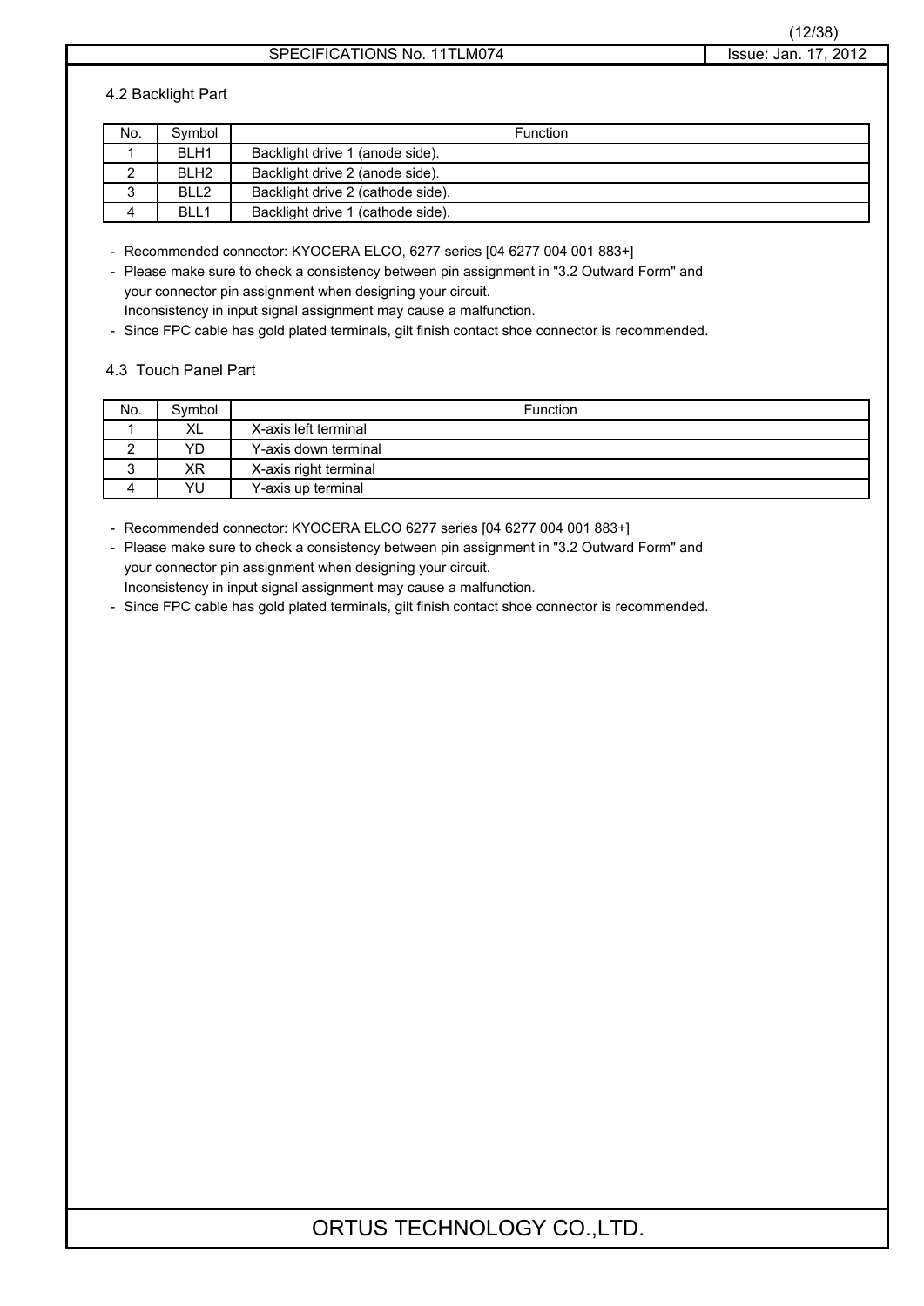### 4.2 Backlight Part

| No. | Symbol | Function |
|---|---|---|
| 1 | BLH1 | Backlight drive 1 (anode side). |
| 2 | BLH2 | Backlight drive 2 (anode side). |
| 3 | BLL2 | Backlight drive 2 (cathode side). |
| 4 | BLL1 | Backlight drive 1 (cathode side). |

- Recommended connector: KYOCERA ELCO, 6277 series [04 6277 004 001 883+]
- Please make sure to check a consistency between pin assignment in "3.2 Outward Form" and your connector pin assignment when designing your circuit.
  Inconsistency in input signal assignment may cause a malfunction.
- Since FPC cable has gold plated terminals, gilt finish contact shoe connector is recommended.

### 4.3 Touch Panel Part

| No. | Symbol | Function |
|---|---|---|
| 1 | XL | X-axis left terminal |
| 2 | YD | Y-axis down terminal |
| 3 | XR | X-axis right terminal |
| 4 | YU | Y-axis up terminal |

- Recommended connector: KYOCERA ELCO 6277 series [04 6277 004 001 883+]
- Please make sure to check a consistency between pin assignment in "3.2 Outward Form" and your connector pin assignment when designing your circuit.
  Inconsistency in input signal assignment may cause a malfunction.
- Since FPC cable has gold plated terminals, gilt finish contact shoe connector is recommended.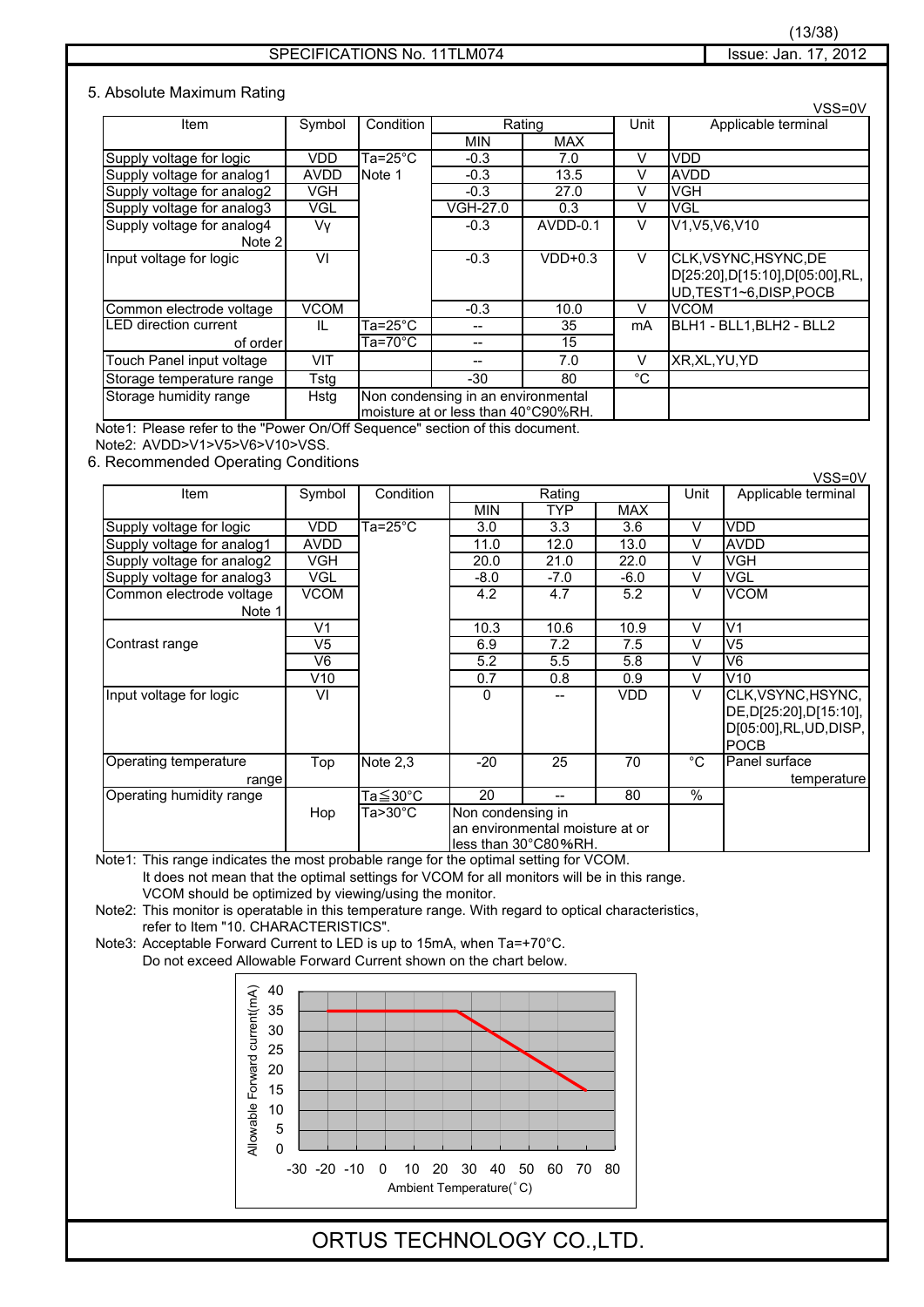SPECIFICATIONS No. 11TLM074 | Issue: Jan. 17, 2012

## 5. Absolute Maximum Rating

VSS=0V

| Item | Symbol | Condition | Rating MIN | Rating MAX | Unit | Applicable terminal |
|---|---|---|---|---|---|---|
| Supply voltage for logic | VDD | Ta=25°C | -0.3 | 7.0 | V | VDD |
| Supply voltage for analog1 | AVDD | Note 1 | -0.3 | 13.5 | V | AVDD |
| Supply voltage for analog2 | VGH | | -0.3 | 27.0 | V | VGH |
| Supply voltage for analog3 | VGL | | VGH-27.0 | 0.3 | V | VGL |
| Supply voltage for analog4 Note 2 | Vγ | | -0.3 | AVDD-0.1 | V | V1,V5,V6,V10 |
| Input voltage for logic | VI | | -0.3 | VDD+0.3 | V | CLK,VSYNC,HSYNC,DE D[25:20],D[15:10],D[05:00],RL, UD,TEST1~6,DISP,POCB |
| Common electrode voltage | VCOM | | -0.3 | 10.0 | V | VCOM |
| LED direction current of order | IL | Ta=25°C | -- | 35 | mA | BLH1 - BLL1,BLH2 - BLL2 |
| | | Ta=70°C | -- | 15 | | |
| Touch Panel input voltage | VIT | | -- | 7.0 | V | XR,XL,YU,YD |
| Storage temperature range | Tstg | | -30 | 80 | °C | |
| Storage humidity range | Hstg | Non condensing in an environmental moisture at or less than 40°C90%RH. | | | | |

Note1: Please refer to the "Power On/Off Sequence" section of this document.
Note2: AVDD>V1>V5>V6>V10>VSS.

## 6. Recommended Operating Conditions

VSS=0V

| Item | Symbol | Condition | Rating MIN | Rating TYP | Rating MAX | Unit | Applicable terminal |
|---|---|---|---|---|---|---|---|
| Supply voltage for logic | VDD | Ta=25°C | 3.0 | 3.3 | 3.6 | V | VDD |
| Supply voltage for analog1 | AVDD | | 11.0 | 12.0 | 13.0 | V | AVDD |
| Supply voltage for analog2 | VGH | | 20.0 | 21.0 | 22.0 | V | VGH |
| Supply voltage for analog3 | VGL | | -8.0 | -7.0 | -6.0 | V | VGL |
| Common electrode voltage Note 1 | VCOM | | 4.2 | 4.7 | 5.2 | V | VCOM |
| Contrast range | V1 | | 10.3 | 10.6 | 10.9 | V | V1 |
| | V5 | | 6.9 | 7.2 | 7.5 | V | V5 |
| | V6 | | 5.2 | 5.5 | 5.8 | V | V6 |
| | V10 | | 0.7 | 0.8 | 0.9 | V | V10 |
| Input voltage for logic | VI | | 0 | -- | VDD | V | CLK,VSYNC,HSYNC, DE,D[25:20],D[15:10], D[05:00],RL,UD,DISP, POCB |
| Operating temperature range | Top | Note 2,3 | -20 | 25 | 70 | °C | Panel surface temperature |
| Operating humidity range | Hop | Ta≦30°C | 20 | -- | 80 | % | |
| | | Ta>30°C | Non condensing in an environmental moisture at or less than 30°C80%RH. | | | | |

Note1: This range indicates the most probable range for the optimal setting for VCOM.
It does not mean that the optimal settings for VCOM for all monitors will be in this range.
VCOM should be optimized by viewing/using the monitor.

Note2: This monitor is operatable in this temperature range. With regard to optical characteristics, refer to Item "10. CHARACTERISTICS".

Note3: Acceptable Forward Current to LED is up to 15mA, when Ta=+70°C.
Do not exceed Allowable Forward Current shown on the chart below.

Allowable Forward current(mA) vs. Ambient Temperature(°C)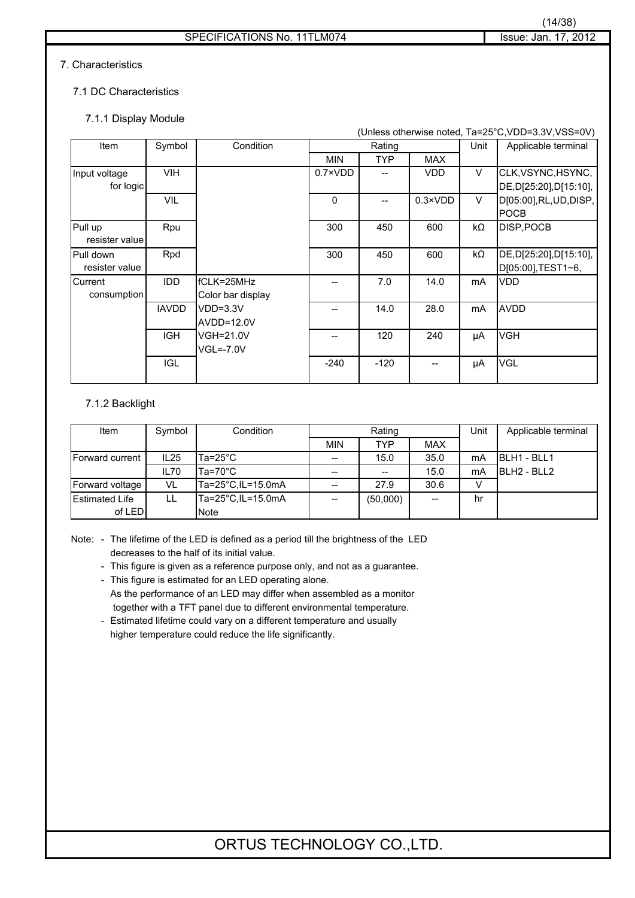# 7. Characteristics

## 7.1 DC Characteristics

### 7.1.1 Display Module

(Unless otherwise noted, Ta=25°C,VDD=3.3V,VSS=0V)

| Item | Symbol | Condition | Rating | | | Unit | Applicable terminal |
|---|---|---|---|---|---|---|---|
| | | | MIN | TYP | MAX | | |
| Input voltage for logic | VIH | | 0.7×VDD | -- | VDD | V | CLK,VSYNC,HSYNC, DE,D[25:20],D[15:10], D[05:00],RL,UD,DISP, POCB |
| | VIL | | 0 | -- | 0.3×VDD | V | |
| Pull up resister value | Rpu | | 300 | 450 | 600 | kΩ | DISP,POCB |
| Pull down resister value | Rpd | | 300 | 450 | 600 | kΩ | DE,D[25:20],D[15:10], D[05:00],TEST1~6, |
| Current consumption | IDD | fCLK=25MHz Color bar display VDD=3.3V AVDD=12.0V VGH=21.0V VGL=-7.0V | -- | 7.0 | 14.0 | mA | VDD |
| | IAVDD | | -- | 14.0 | 28.0 | mA | AVDD |
| | IGH | | -- | 120 | 240 | μA | VGH |
| | IGL | | -240 | -120 | -- | μA | VGL |

### 7.1.2 Backlight

| Item | Symbol | Condition | Rating | | | Unit | Applicable terminal |
|---|---|---|---|---|---|---|---|
| | | | MIN | TYP | MAX | | |
| Forward current | IL25 | Ta=25°C | -- | 15.0 | 35.0 | mA | BLH1 - BLL1 BLH2 - BLL2 |
| | IL70 | Ta=70°C | -- | -- | 15.0 | mA | |
| Forward voltage | VL | Ta=25°C,IL=15.0mA | -- | 27.9 | 30.6 | V | |
| Estimated Life of LED | LL | Ta=25°C,IL=15.0mA Note | -- | (50,000) | -- | hr | |

Note:
- The lifetime of the LED is defined as a period till the brightness of the LED decreases to the half of its initial value.
- This figure is given as a reference purpose only, and not as a guarantee.
- This figure is estimated for an LED operating alone. As the performance of an LED may differ when assembled as a monitor together with a TFT panel due to different environmental temperature.
- Estimated lifetime could vary on a different temperature and usually higher temperature could reduce the life significantly.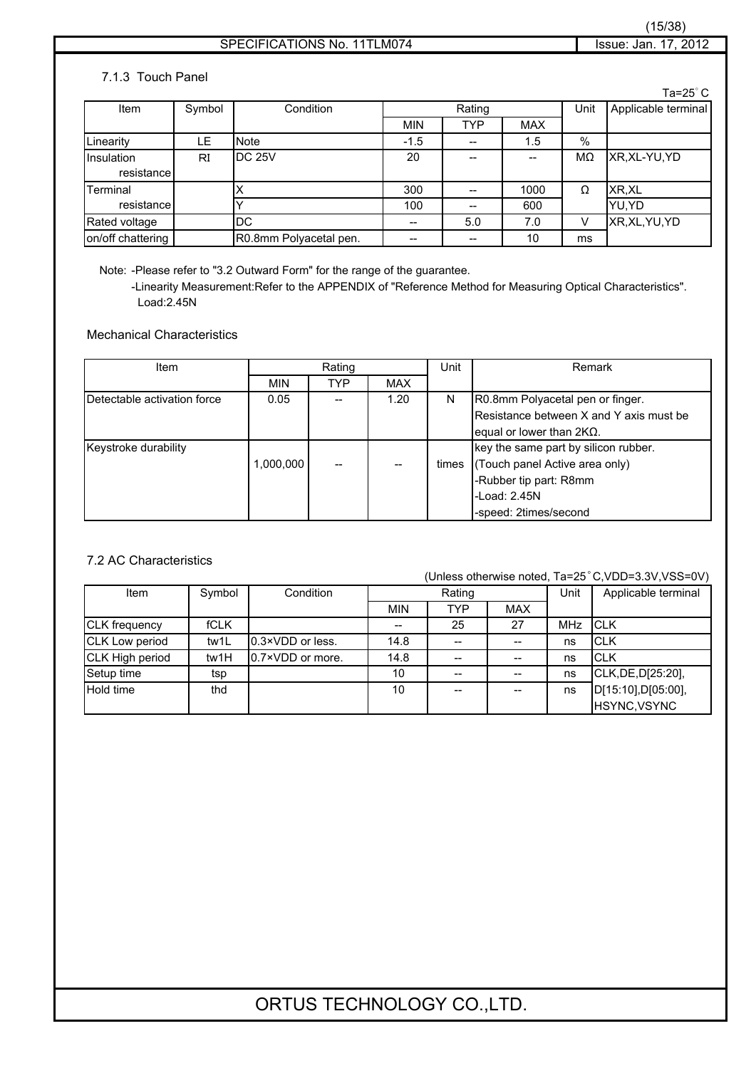### 7.1.3 Touch Panel

Ta=25°C

| Item | Symbol | Condition | Rating | | | Unit | Applicable terminal |
|---|---|---|---|---|---|---|---|
| | | | MIN | TYP | MAX | | |
| Linearity | LE | Note | -1.5 | -- | 1.5 | % | |
| Insulation resistance | RI | DC 25V | 20 | -- | -- | MΩ | XR,XL-YU,YD |
| Terminal resistance | | X | 300 | -- | 1000 | Ω | XR,XL |
| | | Y | 100 | -- | 600 | | YU,YD |
| Rated voltage | | DC | -- | 5.0 | 7.0 | V | XR,XL,YU,YD |
| on/off chattering | | R0.8mm Polyacetal pen. | -- | -- | 10 | ms | |

Note: -Please refer to "3.2 Outward Form" for the range of the guarantee.
-Linearity Measurement:Refer to the APPENDIX of "Reference Method for Measuring Optical Characteristics". Load:2.45N

Mechanical Characteristics

| Item | Rating | | | Unit | Remark |
|---|---|---|---|---|---|
| | MIN | TYP | MAX | | |
| Detectable activation force | 0.05 | -- | 1.20 | N | R0.8mm Polyacetal pen or finger. Resistance between X and Y axis must be equal or lower than 2KΩ. |
| Keystroke durability | 1,000,000 | -- | -- | times | key the same part by silicon rubber. (Touch panel Active area only) -Rubber tip part: R8mm -Load: 2.45N -speed: 2times/second |

### 7.2 AC Characteristics

(Unless otherwise noted, Ta=25°C,VDD=3.3V,VSS=0V)

| Item | Symbol | Condition | Rating | | | Unit | Applicable terminal |
|---|---|---|---|---|---|---|---|
| | | | MIN | TYP | MAX | | |
| CLK frequency | fCLK | | -- | 25 | 27 | MHz | CLK |
| CLK Low period | tw1L | 0.3×VDD or less. | 14.8 | -- | -- | ns | CLK |
| CLK High period | tw1H | 0.7×VDD or more. | 14.8 | -- | -- | ns | CLK |
| Setup time | tsp | | 10 | -- | -- | ns | CLK,DE,D[25:20], D[15:10],D[05:00], HSYNC,VSYNC |
| Hold time | thd | | 10 | -- | -- | ns | |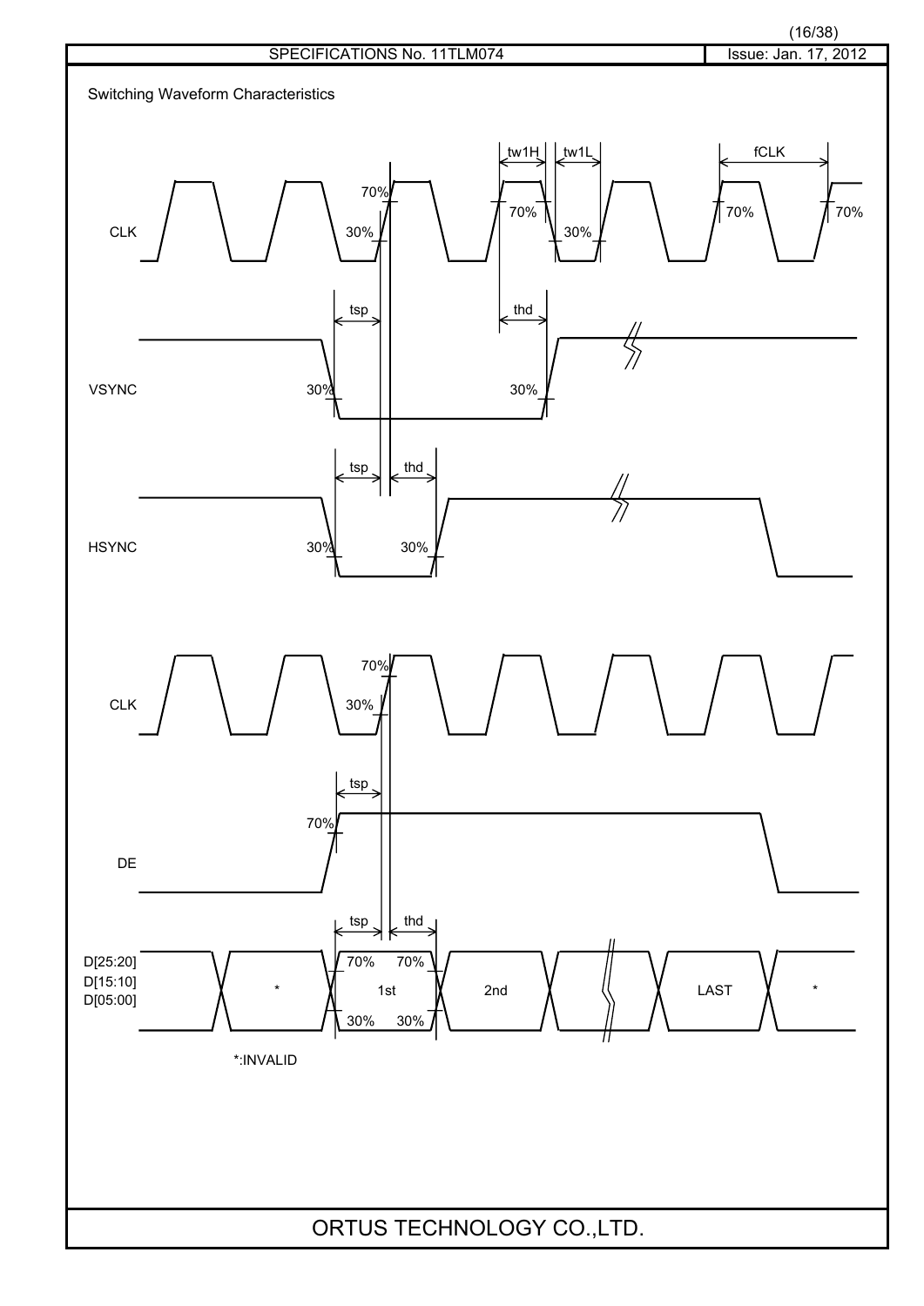Switching Waveform Characteristics

*:INVALID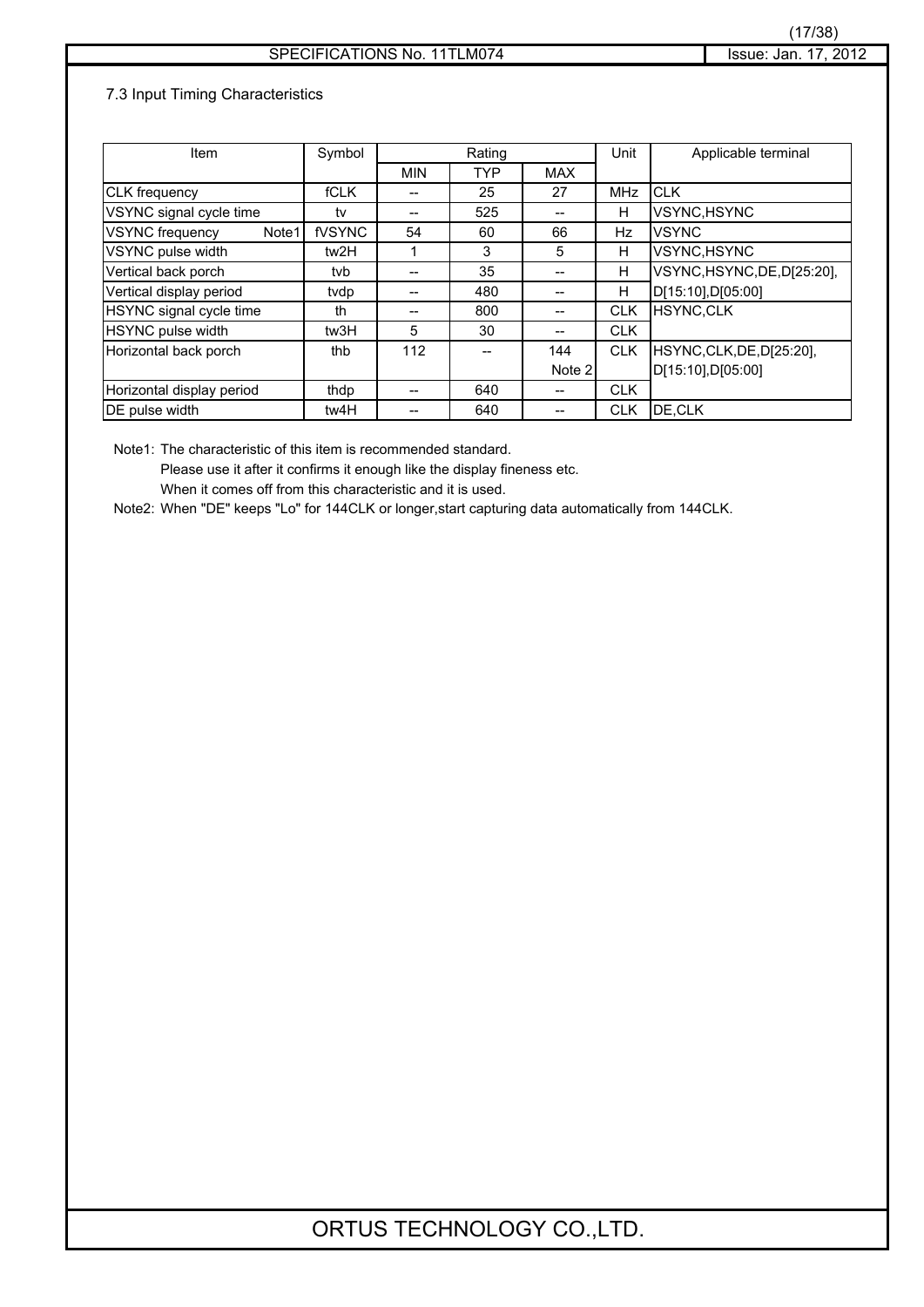### 7.3 Input Timing Characteristics

| Item | Symbol | Rating | | | Unit | Applicable terminal |
|---|---|---|---|---|---|---|
| | | MIN | TYP | MAX | | |
| CLK frequency | fCLK | -- | 25 | 27 | MHz | CLK |
| VSYNC signal cycle time | tv | -- | 525 | -- | H | VSYNC,HSYNC |
| VSYNC frequency Note1 | fVSYNC | 54 | 60 | 66 | Hz | VSYNC |
| VSYNC pulse width | tw2H | 1 | 3 | 5 | H | VSYNC,HSYNC |
| Vertical back porch | tvb | -- | 35 | -- | H | VSYNC,HSYNC,DE,D[25:20], D[15:10],D[05:00] |
| Vertical display period | tvdp | -- | 480 | -- | H | |
| HSYNC signal cycle time | th | -- | 800 | -- | CLK | HSYNC,CLK |
| HSYNC pulse width | tw3H | 5 | 30 | -- | CLK | |
| Horizontal back porch | thb | 112 | -- | 144 Note 2 | CLK | HSYNC,CLK,DE,D[25:20], D[15:10],D[05:00] |
| Horizontal display period | thdp | -- | 640 | -- | CLK | |
| DE pulse width | tw4H | -- | 640 | -- | CLK | DE,CLK |

Note1: The characteristic of this item is recommended standard.
Please use it after it confirms it enough like the display fineness etc.
When it comes off from this characteristic and it is used.

Note2: When "DE" keeps "Lo" for 144CLK or longer,start capturing data automatically from 144CLK.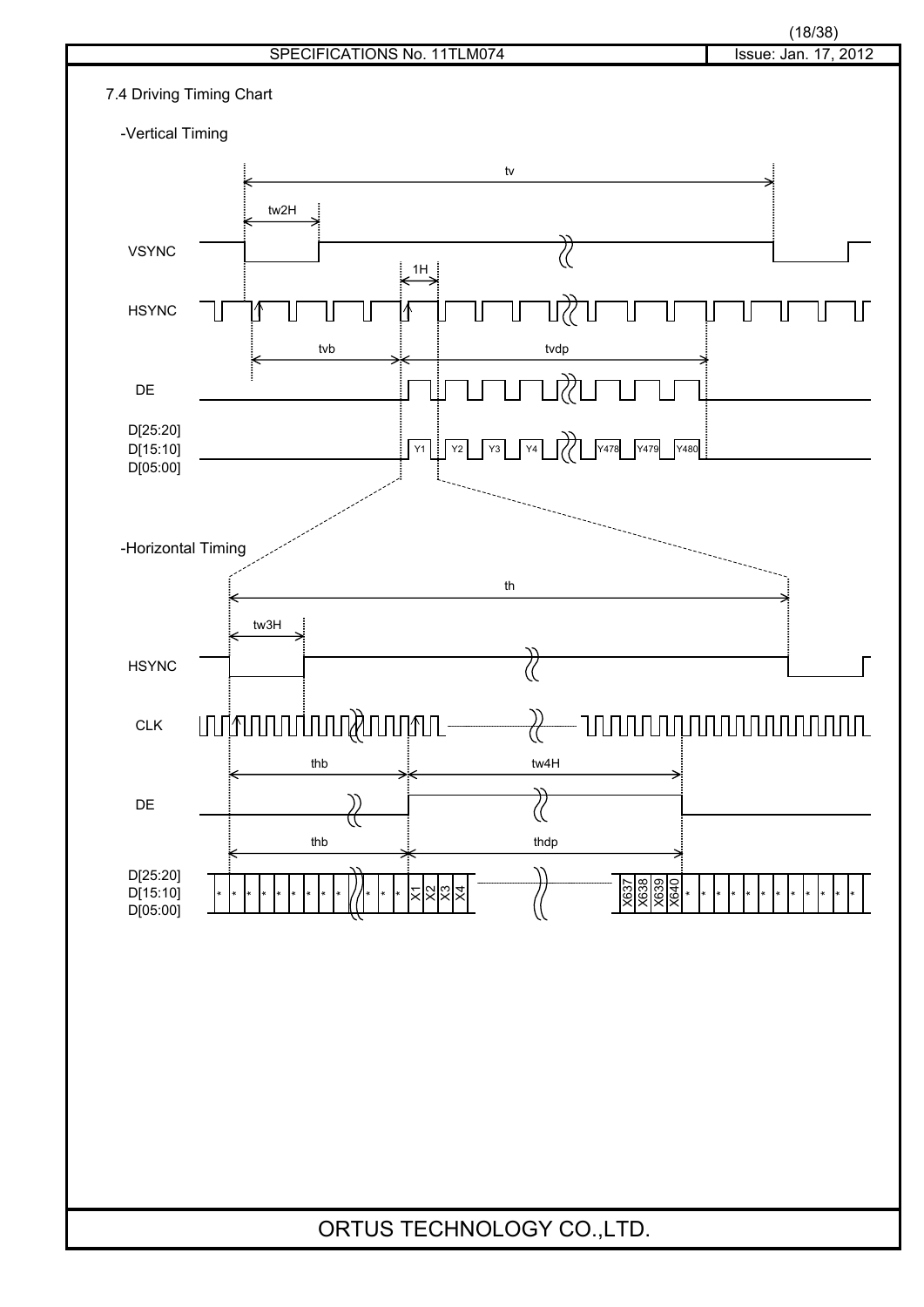## 7.4 Driving Timing Chart

-Vertical Timing

tv

tw2H

VSYNC

1H

HSYNC

tvb

tvdp

DE

D[25:20]
D[15:10]
D[05:00]

Y1 Y2 Y3 Y4 Y478 Y479 Y480

-Horizontal Timing

th

tw3H

HSYNC

CLK

thb

tw4H

DE

thb

thdp

D[25:20]
D[15:10]
D[05:00]

* * * * * * * * * * * * X1 X2 X3 X4 X637 X638 X639 X640 * * * * * * * * * * * *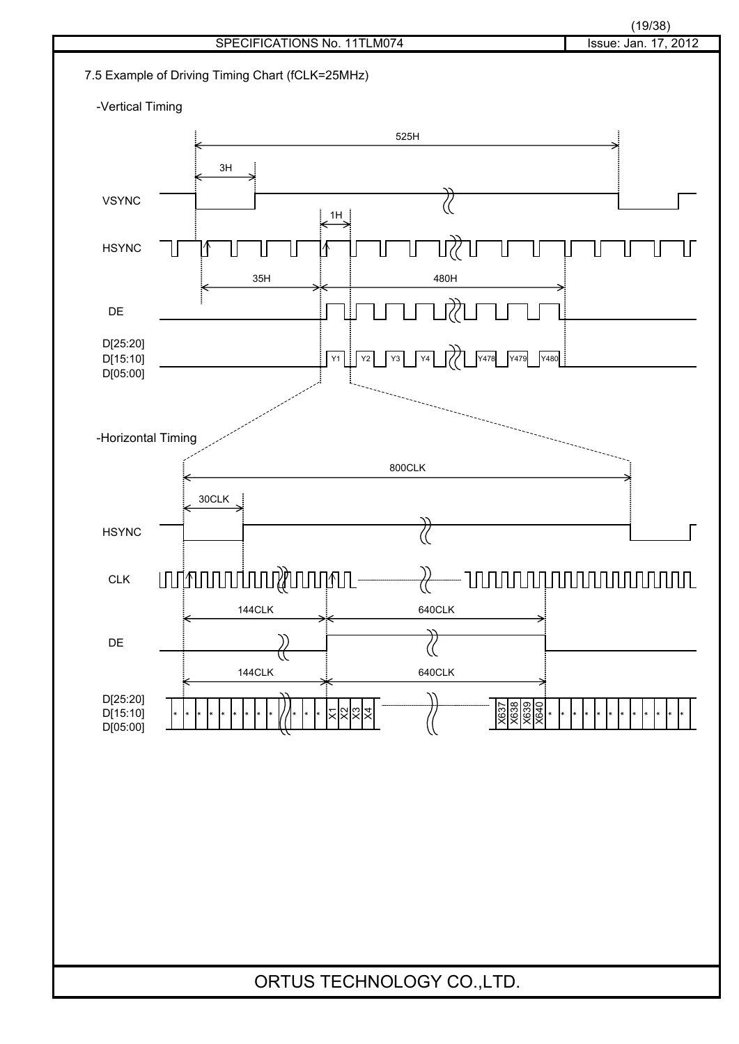## 7.5 Example of Driving Timing Chart (fCLK=25MHz)

-Vertical Timing

525H

3H

VSYNC

1H

HSYNC

35H

480H

DE

D[25:20]
D[15:10]
D[05:00]

Y1 Y2 Y3 Y4 Y478 Y479 Y480

-Horizontal Timing

800CLK

30CLK

HSYNC

CLK

144CLK

640CLK

DE

144CLK

640CLK

D[25:20]
D[15:10]
D[05:00]

* * * * * * * * * * * * X1 X2 X3 X4 X637 X638 X639 X640 * * * * * * * * * * * *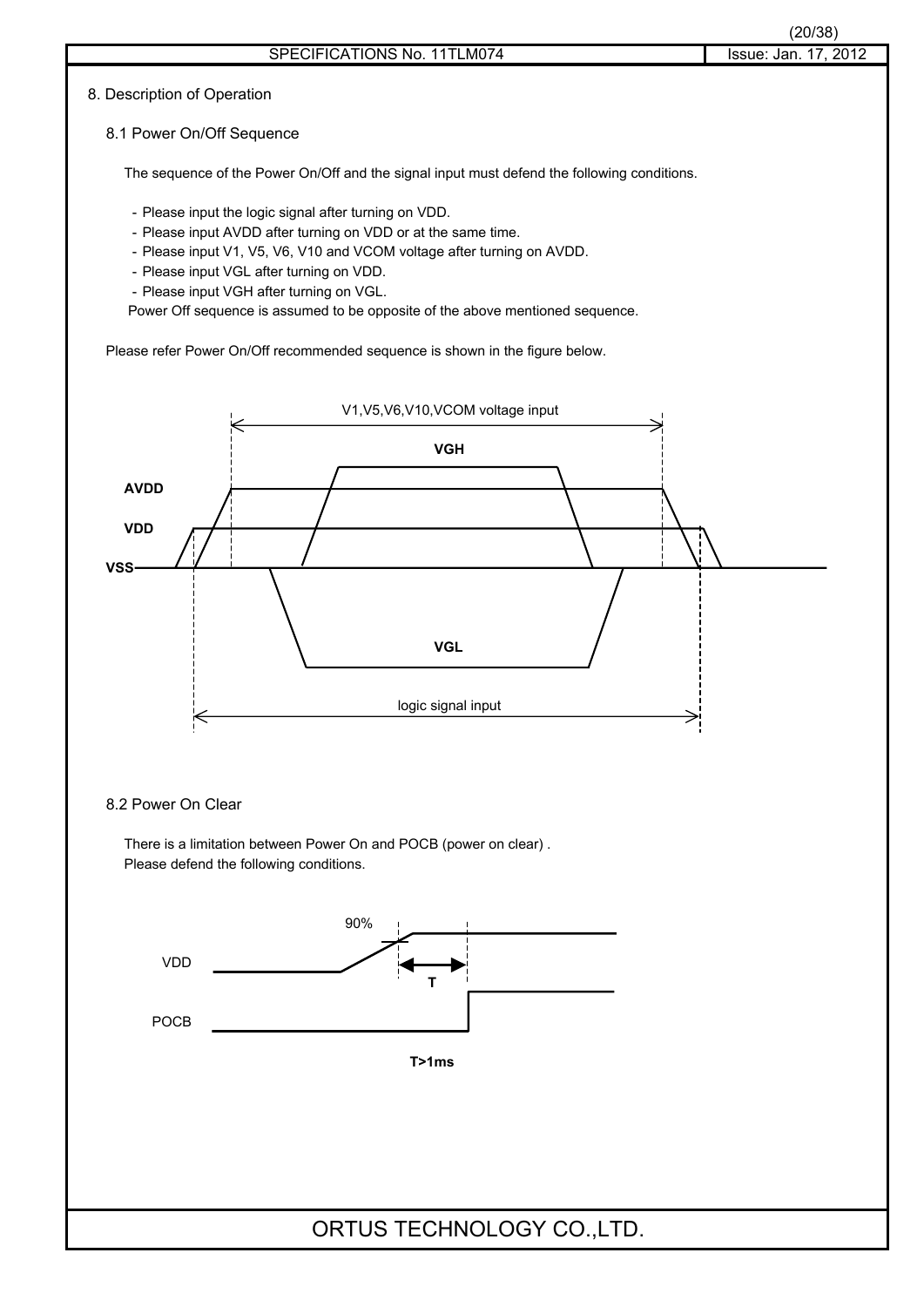## 8. Description of Operation

### 8.1 Power On/Off Sequence

The sequence of the Power On/Off and the signal input must defend the following conditions.

- Please input the logic signal after turning on VDD.
- Please input AVDD after turning on VDD or at the same time.
- Please input V1, V5, V6, V10 and VCOM voltage after turning on AVDD.
- Please input VGL after turning on VDD.
- Please input VGH after turning on VGL.

Power Off sequence is assumed to be opposite of the above mentioned sequence.

Please refer Power On/Off recommended sequence is shown in the figure below.

V1,V5,V6,V10,VCOM voltage input

VGH

AVDD

VDD

VSS

VGL

logic signal input

### 8.2 Power On Clear

There is a limitation between Power On and POCB (power on clear) .
Please defend the following conditions.

90%

VDD

T

POCB

**T>1ms**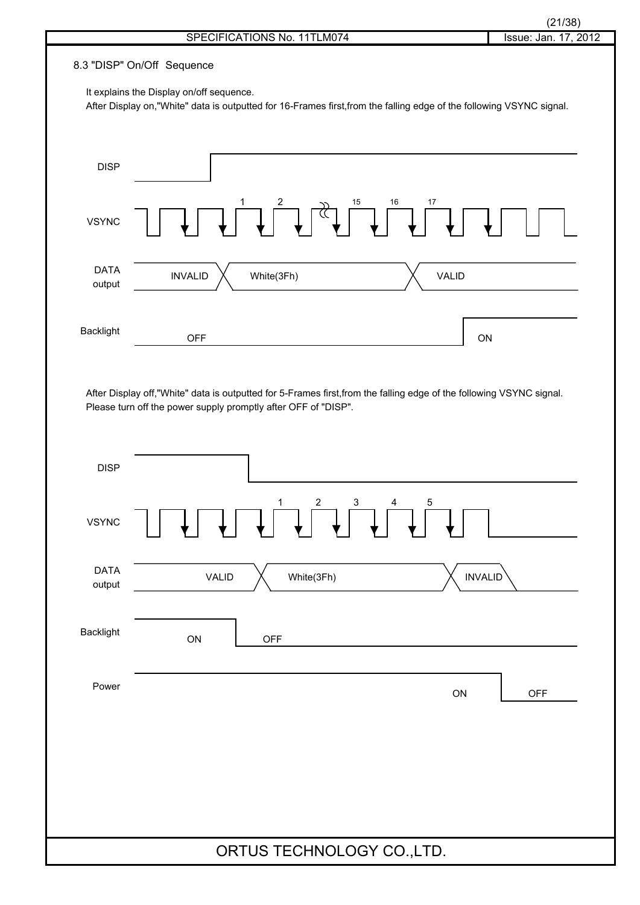## 8.3 "DISP" On/Off Sequence

It explains the Display on/off sequence.
After Display on,"White" data is outputted for 16-Frames first,from the falling edge of the following VSYNC signal.

DISP

VSYNC 1 2 15 16 17

DATA output: INVALID | White(3Fh) | VALID

Backlight: OFF | ON

After Display off,"White" data is outputted for 5-Frames first,from the falling edge of the following VSYNC signal.
Please turn off the power supply promptly after OFF of "DISP".

DISP

VSYNC 1 2 3 4 5

DATA output: VALID | White(3Fh) | INVALID

Backlight: ON | OFF

Power: ON | OFF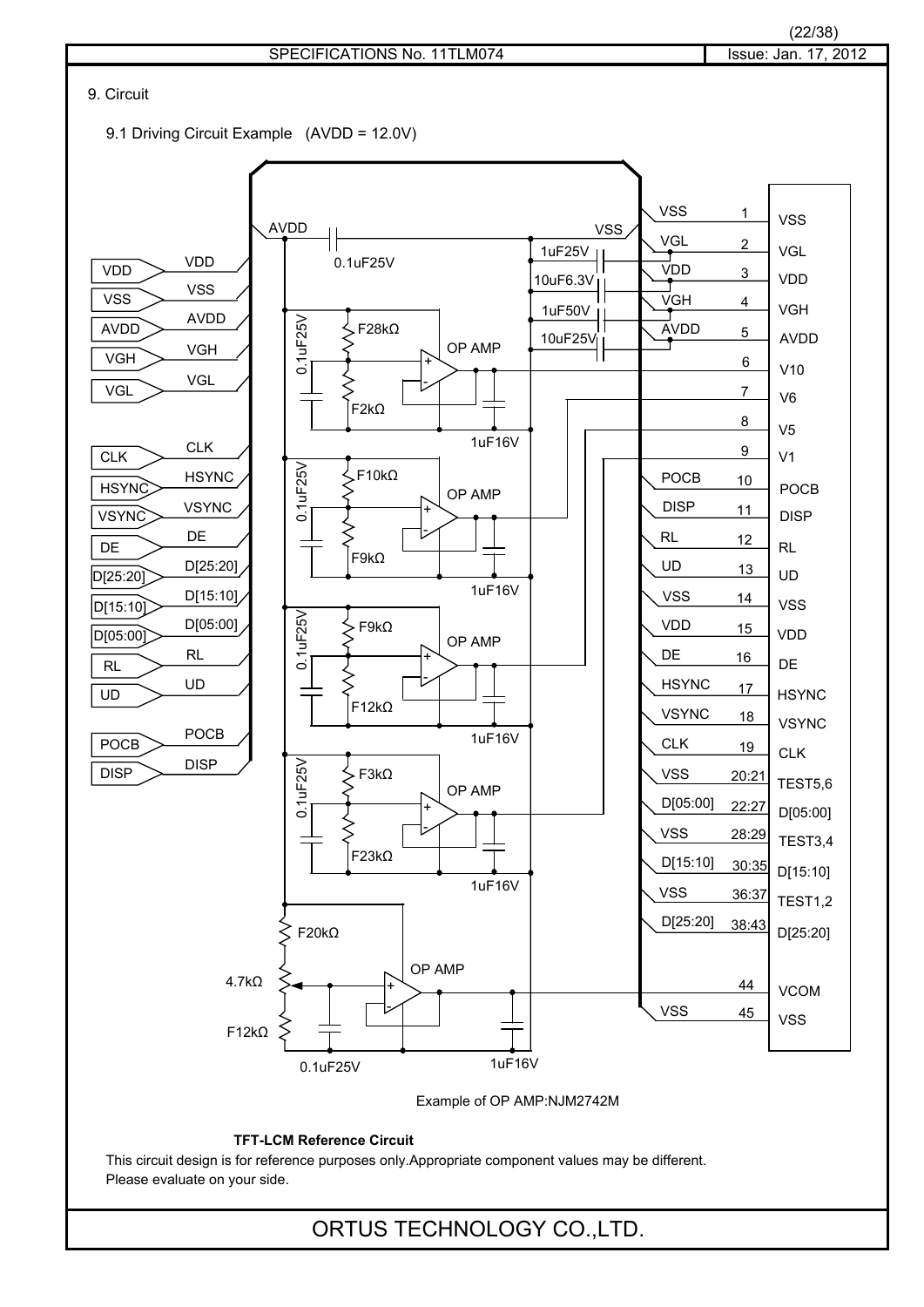## 9. Circuit

### 9.1 Driving Circuit Example (AVDD = 12.0V)

Example of OP AMP:NJM2742M

**TFT-LCM Reference Circuit**

This circuit design is for reference purposes only.Appropriate component values may be different.
Please evaluate on your side.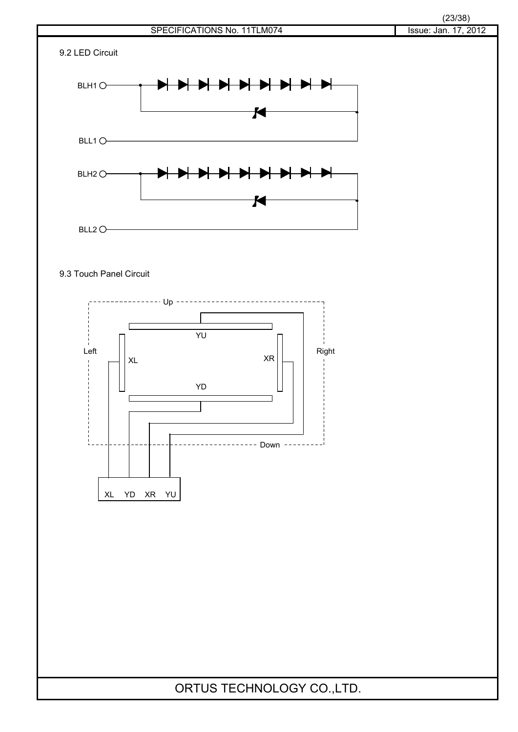## 9.2 LED Circuit

BLH1

BLL1

BLH2

BLL2

## 9.3 Touch Panel Circuit

Up

YU

Left

XL

XR

Right

YD

Down

XL YD XR YU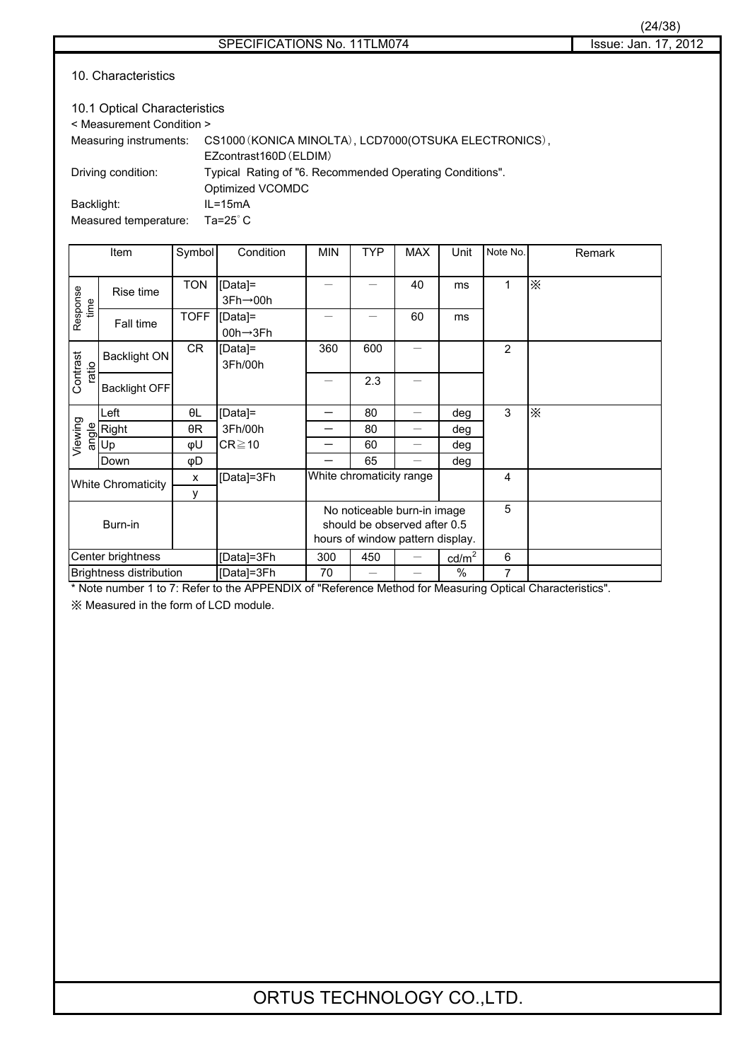## 10. Characteristics

### 10.1 Optical Characteristics

< Measurement Condition >

Measuring instruments: CS1000（KONICA MINOLTA）, LCD7000(OTSUKA ELECTRONICS）, EZcontrast160D（ELDIM）

Driving condition: Typical Rating of "6. Recommended Operating Conditions". Optimized VCOMDC

Backlight: IL=15mA

Measured temperature: Ta=25°C

| Item | | Symbol | Condition | MIN | TYP | MAX | Unit | Note No. | Remark |
|---|---|---|---|---|---|---|---|---|---|
| Response time | Rise time | TON | [Data]= 3Fh→00h | — | — | 40 | ms | 1 | ※ |
| | Fall time | TOFF | [Data]= 00h→3Fh | — | — | 60 | ms | | |
| Contrast ratio | Backlight ON | CR | [Data]= 3Fh/00h | 360 | 600 | — | | 2 | |
| | Backlight OFF | | | — | 2.3 | — | | | |
| Viewing angle | Left | θL | [Data]= 3Fh/00h CR≧10 | — | 80 | — | deg | 3 | ※ |
| | Right | θR | | — | 80 | — | deg | | |
| | Up | φU | | — | 60 | — | deg | | |
| | Down | φD | | — | 65 | — | deg | | |
| White Chromaticity | | x | [Data]=3Fh | White chromaticity range | | | | 4 | |
| | | y | | | | | | | |
| Burn-in | | | | No noticeable burn-in image should be observed after 0.5 hours of window pattern display. | | | | 5 | |
| Center brightness | | | [Data]=3Fh | 300 | 450 | — | $cd/m^2$ | 6 | |
| Brightness distribution | | | [Data]=3Fh | 70 | — | — | % | 7 | |

* Note number 1 to 7: Refer to the APPENDIX of "Reference Method for Measuring Optical Characteristics".

※ Measured in the form of LCD module.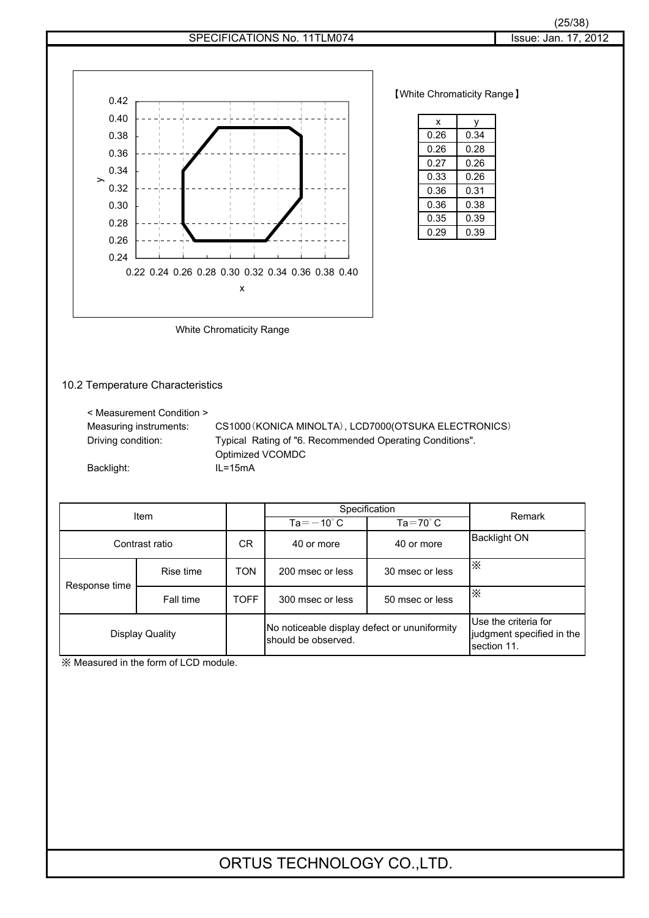【White Chromaticity Range】

| x | y |
|---|---|
| 0.26 | 0.34 |
| 0.26 | 0.28 |
| 0.27 | 0.26 |
| 0.33 | 0.26 |
| 0.36 | 0.31 |
| 0.36 | 0.38 |
| 0.35 | 0.39 |
| 0.29 | 0.39 |

White Chromaticity Range

## 10.2 Temperature Characteristics

< Measurement Condition >

Measuring instruments: CS1000（KONICA MINOLTA）, LCD7000(OTSUKA ELECTRONICS）

Driving condition: Typical Rating of "6. Recommended Operating Conditions". Optimized VCOMDC

Backlight: IL=15mA

| Item | | | Specification | | Remark |
|---|---|---|---|---|---|
| | | | Ta＝－10°C | Ta＝70°C | |
| Contrast ratio | | CR | 40 or more | 40 or more | Backlight ON |
| Response time | Rise time | TON | 200 msec or less | 30 msec or less | ※ |
| | Fall time | TOFF | 300 msec or less | 50 msec or less | ※ |
| Display Quality | | | No noticeable display defect or ununiformity should be observed. | | Use the criteria for judgment specified in the section 11. |

※ Measured in the form of LCD module.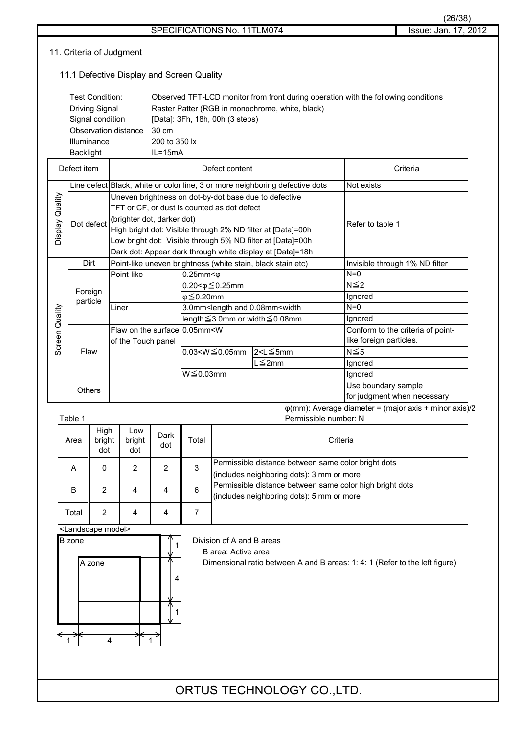## 11. Criteria of Judgment

### 11.1 Defective Display and Screen Quality

| | |
|---|---|
| Test Condition: | Observed TFT-LCD monitor from front during operation with the following conditions |
| Driving Signal | Raster Patter (RGB in monochrome, white, black) |
| Signal condition | [Data]: 3Fh, 18h, 00h (3 steps) |
| Observation distance | 30 cm |
| Illuminance | 200 to 350 lx |
| Backlight | IL=15mA |

| Defect item | | Defect content | | | Criteria |
|---|---|---|---|---|---|
| Display Quality | Line defect | Black, white or color line, 3 or more neighboring defective dots | | | Not exists |
| | Dot defect | Uneven brightness on dot-by-dot base due to defective TFT or CF, or dust is counted as dot defect (brighter dot, darker dot) High bright dot: Visible through 2% ND filter at [Data]=00h Low bright dot: Visible through 5% ND filter at [Data]=00h Dark dot: Appear dark through white display at [Data]=18h | | | Refer to table 1 |
| Screen Quality | Dirt | Point-like uneven brightness (white stain, black stain etc) | | | Invisible through 1% ND filter |
| | Foreign particle | Point-like | 0.25mm<φ | | N=0 |
| | | | 0.20<φ≦0.25mm | | N≦2 |
| | | | φ≦0.20mm | | Ignored |
| | | Liner | 3.0mm<length and 0.08mm<width | | N=0 |
| | | | length≦3.0mm or width≦0.08mm | | Ignored |
| | Flaw | Flaw on the surface of the Touch panel | 0.05mm<W | | Conform to the criteria of point-like foreign particles. |
| | | | 0.03<W≦0.05mm | 2<L≦5mm | N≦5 |
| | | | | L≦2mm | Ignored |
| | | | W≦0.03mm | | Ignored |
| | Others | | | | Use boundary sample for judgment when necessary |

φ(mm): Average diameter = (major axis + minor axis)/2

Permissible number: N

Table 1

| Area | High bright dot | Low bright dot | Dark dot | Total | Criteria |
|---|---|---|---|---|---|
| A | 0 | 2 | 2 | 3 | Permissible distance between same color bright dots (includes neighboring dots): 3 mm or more<br>Permissible distance between same color high bright dots (includes neighboring dots): 5 mm or more |
| B | 2 | 4 | 4 | 6 | |
| Total | 2 | 4 | 4 | 7 | |

<Landscape model>

B zone / A zone (dimensional ratio 1 : 4 : 1 horizontally and vertically)

Division of A and B areas

B area: Active area

Dimensional ratio between A and B areas: 1: 4: 1 (Refer to the left figure)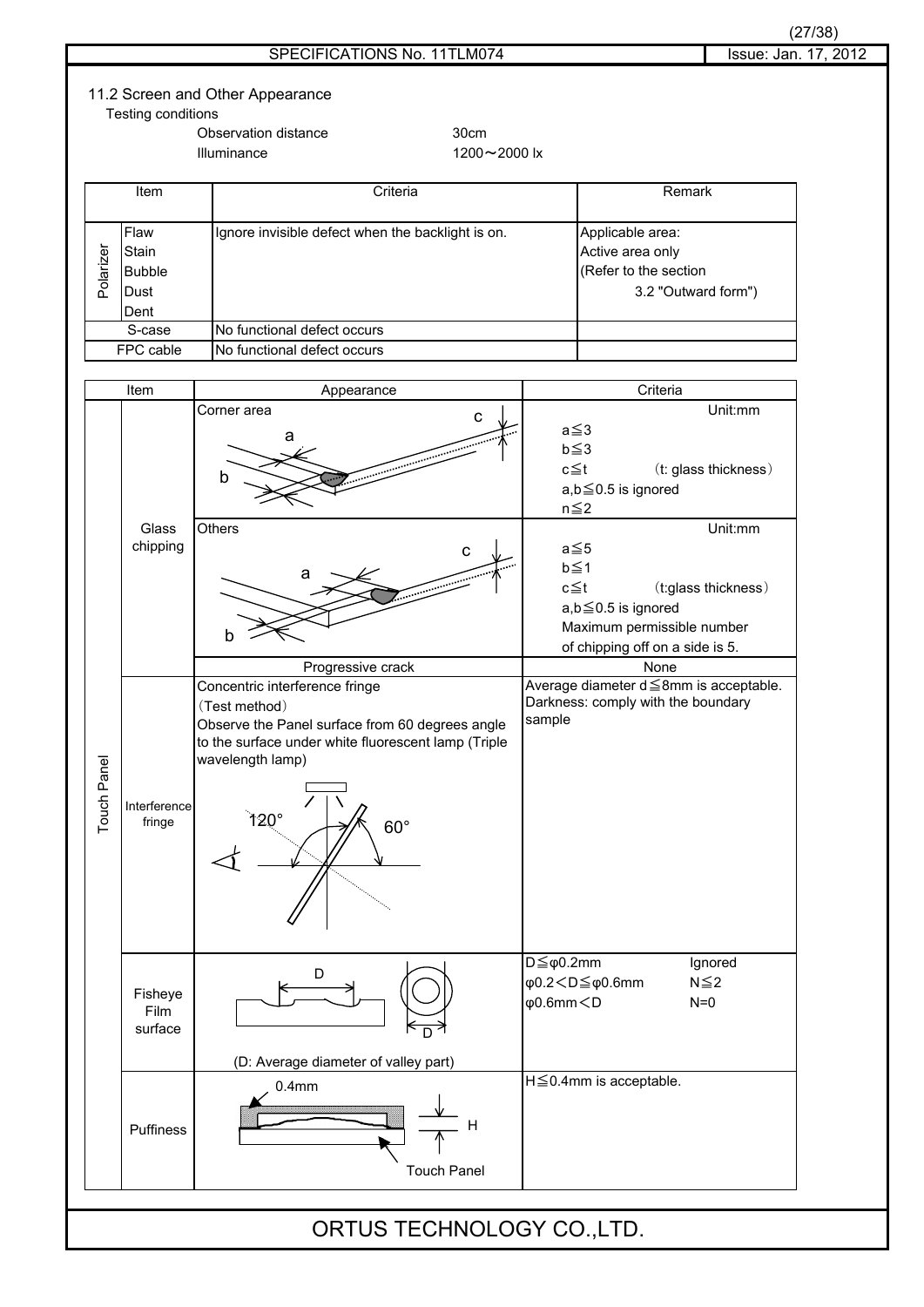## 11.2 Screen and Other Appearance

Testing conditions

| | |
|---|---|
| Observation distance | 30cm |
| Illuminance | 1200～2000 lx |

| Item | | Criteria | Remark |
|---|---|---|---|
| Polarizer | Flaw<br>Stain<br>Bubble<br>Dust<br>Dent | Ignore invisible defect when the backlight is on. | Applicable area:<br>Active area only<br>(Refer to the section 3.2 "Outward form") |
| S-case | | No functional defect occurs | |
| FPC cable | | No functional defect occurs | |

| Item | | Appearance | Criteria |
|---|---|---|---|
| Touch Panel | Glass chipping | Corner area (a, b, c) | Unit:mm<br>a≦3<br>b≦3<br>c≦t (t: glass thickness)<br>a,b≦0.5 is ignored<br>n≦2 |
| | | Others (a, b, c) | Unit:mm<br>a≦5<br>b≦1<br>c≦t (t:glass thickness)<br>a,b≦0.5 is ignored<br>Maximum permissible number of chipping off on a side is 5. |
| | | Progressive crack | None |
| | Interference fringe | Concentric interference fringe<br>(Test method)<br>Observe the Panel surface from 60 degrees angle to the surface under white fluorescent lamp (Triple wavelength lamp)<br>120° 60° | Average diameter d≦8mm is acceptable.<br>Darkness: comply with the boundary sample |
| | Fisheye Film surface | D<br>(D: Average diameter of valley part) | D≦φ0.2mm Ignored<br>φ0.2<D≦φ0.6mm N≦2<br>φ0.6mm<D N=0 |
| | Puffiness | 0.4mm, H, Touch Panel | H≦0.4mm is acceptable. |

ORTUS TECHNOLOGY CO.,LTD.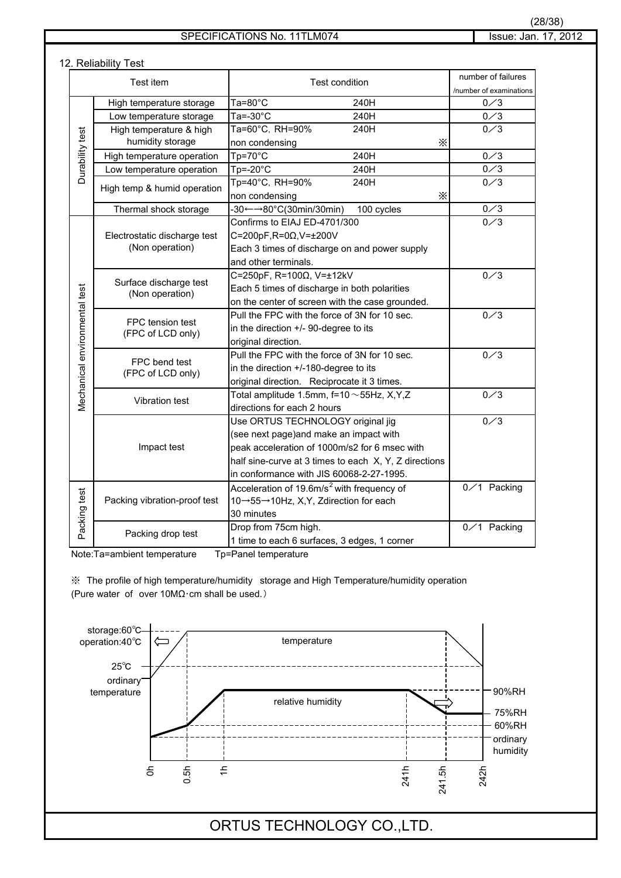## 12. Reliability Test

| | Test item | Test condition | number of failures /number of examinations |
|---|---|---|---|
| Durability test | High temperature storage | Ta=80°C 240H | 0／3 |
| | Low temperature storage | Ta=-30°C 240H | 0／3 |
| | High temperature & high humidity storage | Ta=60°C, RH=90% 240H non condensing ※ | 0／3 |
| | High temperature operation | Tp=70°C 240H | 0／3 |
| | Low temperature operation | Tp=-20°C 240H | 0／3 |
| | High temp & humid operation | Tp=40°C, RH=90% 240H non condensing ※ | 0／3 |
| | Thermal shock storage | -30←→80°C(30min/30min) 100 cycles | 0／3 |
| Mechanical environmental test | Electrostatic discharge test (Non operation) | Confirms to EIAJ ED-4701/300 C=200pF,R=0Ω,V=±200V Each 3 times of discharge on and power supply and other terminals. | 0／3 |
| | Surface discharge test (Non operation) | C=250pF, R=100Ω, V=±12kV Each 5 times of discharge in both polarities on the center of screen with the case grounded. | 0／3 |
| | FPC tension test (FPC of LCD only) | Pull the FPC with the force of 3N for 10 sec. in the direction +/- 90-degree to its original direction. | 0／3 |
| | FPC bend test (FPC of LCD only) | Pull the FPC with the force of 3N for 10 sec. in the direction +/-180-degree to its original direction. Reciprocate it 3 times. | 0／3 |
| | Vibration test | Total amplitude 1.5mm, f=10～55Hz, X,Y,Z directions for each 2 hours | 0／3 |
| | Impact test | Use ORTUS TECHNOLOGY original jig (see next page)and make an impact with peak acceleration of 1000m/s2 for 6 msec with half sine-curve at 3 times to each X, Y, Z directions in conformance with JIS 60068-2-27-1995. | 0／3 |
| Packing test | Packing vibration-proof test | Acceleration of 19.6m/s$^2$ with frequency of 10→55→10Hz, X,Y, Zdirection for each 30 minutes | 0／1 Packing |
| | Packing drop test | Drop from 75cm high. 1 time to each 6 surfaces, 3 edges, 1 corner | 0／1 Packing |

Note:Ta=ambient temperature Tp=Panel temperature

※ The profile of high temperature/humidity storage and High Temperature/humidity operation (Pure water of over 10MΩ·cm shall be used.）

storage:60℃
operation:40℃
25℃
ordinary temperature
temperature
relative humidity
90%RH
75%RH
60%RH
ordinary humidity
0h 0.5h 1h 241h 241.5h 242h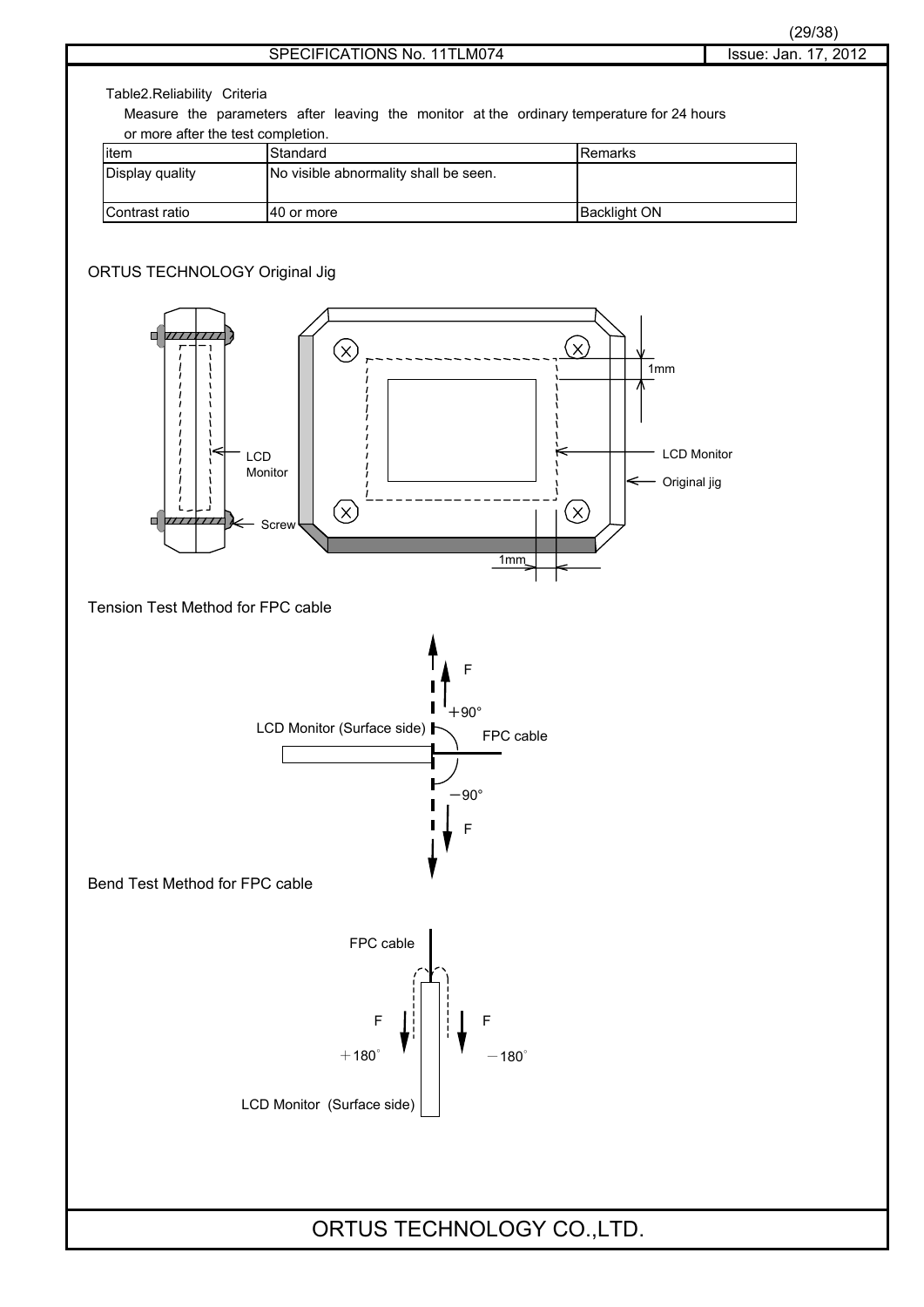Table2.Reliability Criteria

Measure the parameters after leaving the monitor at the ordinary temperature for 24 hours or more after the test completion.

| item | Standard | Remarks |
|---|---|---|
| Display quality | No visible abnormality shall be seen. | |
| Contrast ratio | 40 or more | Backlight ON |

ORTUS TECHNOLOGY Original Jig

LCD Monitor

Screw

1mm

LCD Monitor

Original jig

1mm

Tension Test Method for FPC cable

F

+90°

LCD Monitor (Surface side)

FPC cable

−90°

F

Bend Test Method for FPC cable

FPC cable

F

F

+180°

−180°

LCD Monitor (Surface side)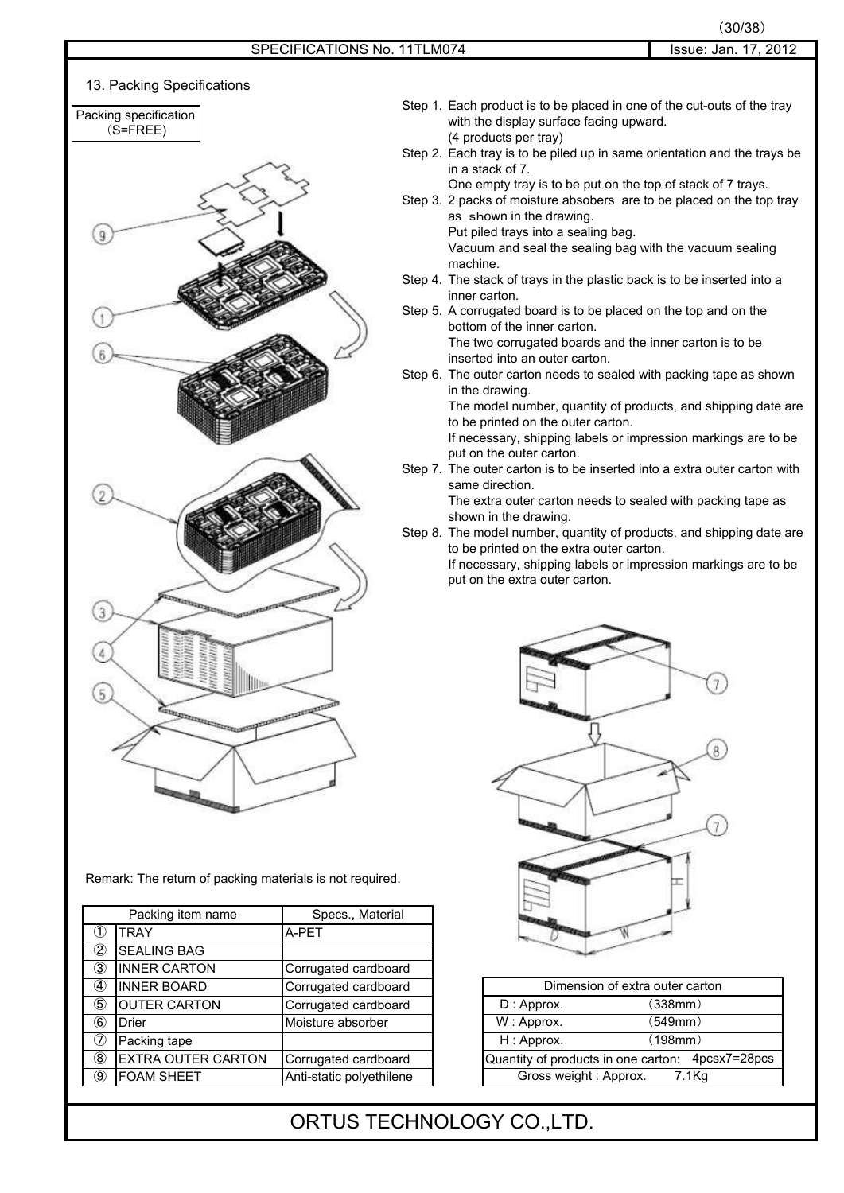## 13. Packing Specifications

Packing specification
（S=FREE）

Step 1. Each product is to be placed in one of the cut-outs of the tray with the display surface facing upward.
(4 products per tray)

Step 2. Each tray is to be piled up in same orientation and the trays be in a stack of 7.
One empty tray is to be put on the top of stack of 7 trays.

Step 3. 2 packs of moisture absobers are to be placed on the top tray as shown in the drawing.
Put piled trays into a sealing bag.
Vacuum and seal the sealing bag with the vacuum sealing machine.

Step 4. The stack of trays in the plastic back is to be inserted into a inner carton.

Step 5. A corrugated board is to be placed on the top and on the bottom of the inner carton.
The two corrugated boards and the inner carton is to be inserted into an outer carton.

Step 6. The outer carton needs to sealed with packing tape as shown in the drawing.
The model number, quantity of products, and shipping date are to be printed on the outer carton.
If necessary, shipping labels or impression markings are to be put on the outer carton.

Step 7. The outer carton is to be inserted into a extra outer carton with same direction.
The extra outer carton needs to sealed with packing tape as shown in the drawing.

Step 8. The model number, quantity of products, and shipping date are to be printed on the extra outer carton.
If necessary, shipping labels or impression markings are to be put on the extra outer carton.

Remark: The return of packing materials is not required.

| | Packing item name | Specs., Material |
|---|---|---|
| ① | TRAY | A-PET |
| ② | SEALING BAG | |
| ③ | INNER CARTON | Corrugated cardboard |
| ④ | INNER BOARD | Corrugated cardboard |
| ⑤ | OUTER CARTON | Corrugated cardboard |
| ⑥ | Drier | Moisture absorber |
| ⑦ | Packing tape | |
| ⑧ | EXTRA OUTER CARTON | Corrugated cardboard |
| ⑨ | FOAM SHEET | Anti-static polyethilene |

| Dimension of extra outer carton | |
|---|---|
| D : Approx. | （338mm） |
| W : Approx. | （549mm） |
| H : Approx. | （198mm） |
| Quantity of products in one carton: | 4pcsx7=28pcs |
| Gross weight : Approx. | 7.1Kg |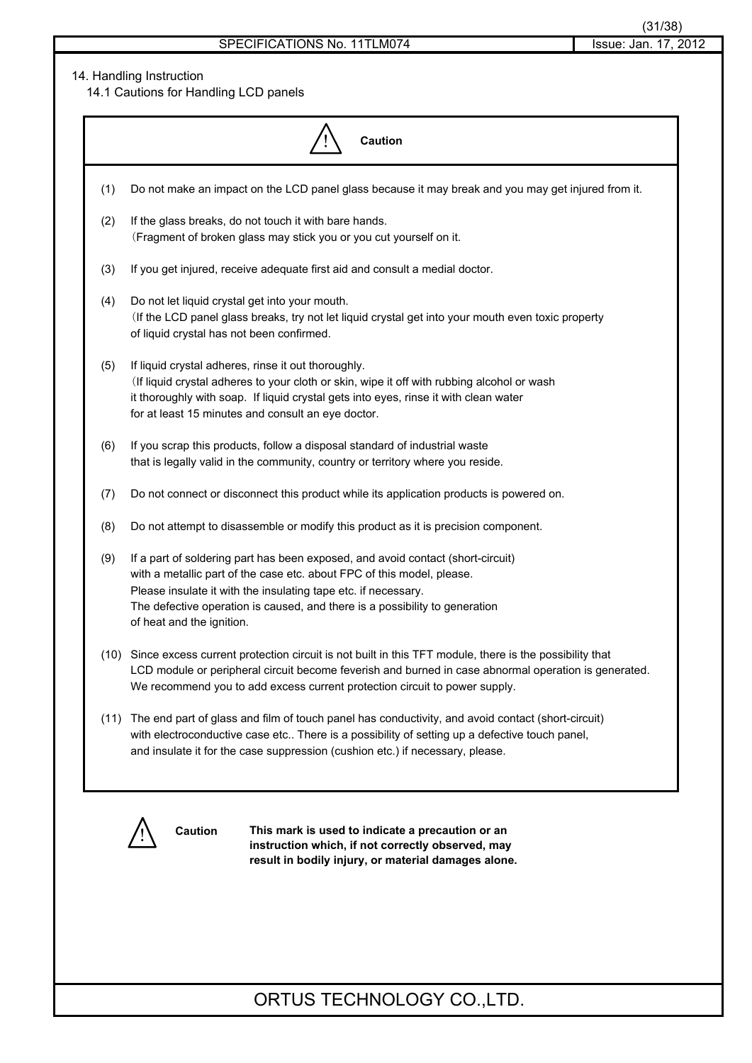## 14. Handling Instruction

### 14.1 Cautions for Handling LCD panels

**⚠ Caution**

(1) Do not make an impact on the LCD panel glass because it may break and you may get injured from it.

(2) If the glass breaks, do not touch it with bare hands.
（Fragment of broken glass may stick you or you cut yourself on it.

(3) If you get injured, receive adequate first aid and consult a medial doctor.

(4) Do not let liquid crystal get into your mouth.
（If the LCD panel glass breaks, try not let liquid crystal get into your mouth even toxic property of liquid crystal has not been confirmed.

(5) If liquid crystal adheres, rinse it out thoroughly.
（If liquid crystal adheres to your cloth or skin, wipe it off with rubbing alcohol or wash it thoroughly with soap. If liquid crystal gets into eyes, rinse it with clean water for at least 15 minutes and consult an eye doctor.

(6) If you scrap this products, follow a disposal standard of industrial waste that is legally valid in the community, country or territory where you reside.

(7) Do not connect or disconnect this product while its application products is powered on.

(8) Do not attempt to disassemble or modify this product as it is precision component.

(9) If a part of soldering part has been exposed, and avoid contact (short-circuit) with a metallic part of the case etc. about FPC of this model, please.
Please insulate it with the insulating tape etc. if necessary.
The defective operation is caused, and there is a possibility to generation of heat and the ignition.

(10) Since excess current protection circuit is not built in this TFT module, there is the possibility that LCD module or peripheral circuit become feverish and burned in case abnormal operation is generated. We recommend you to add excess current protection circuit to power supply.

(11) The end part of glass and film of touch panel has conductivity, and avoid contact (short-circuit) with electroconductive case etc.. There is a possibility of setting up a defective touch panel, and insulate it for the case suppression (cushion etc.) if necessary, please.

⚠ **Caution** **This mark is used to indicate a precaution or an instruction which, if not correctly observed, may result in bodily injury, or material damages alone.**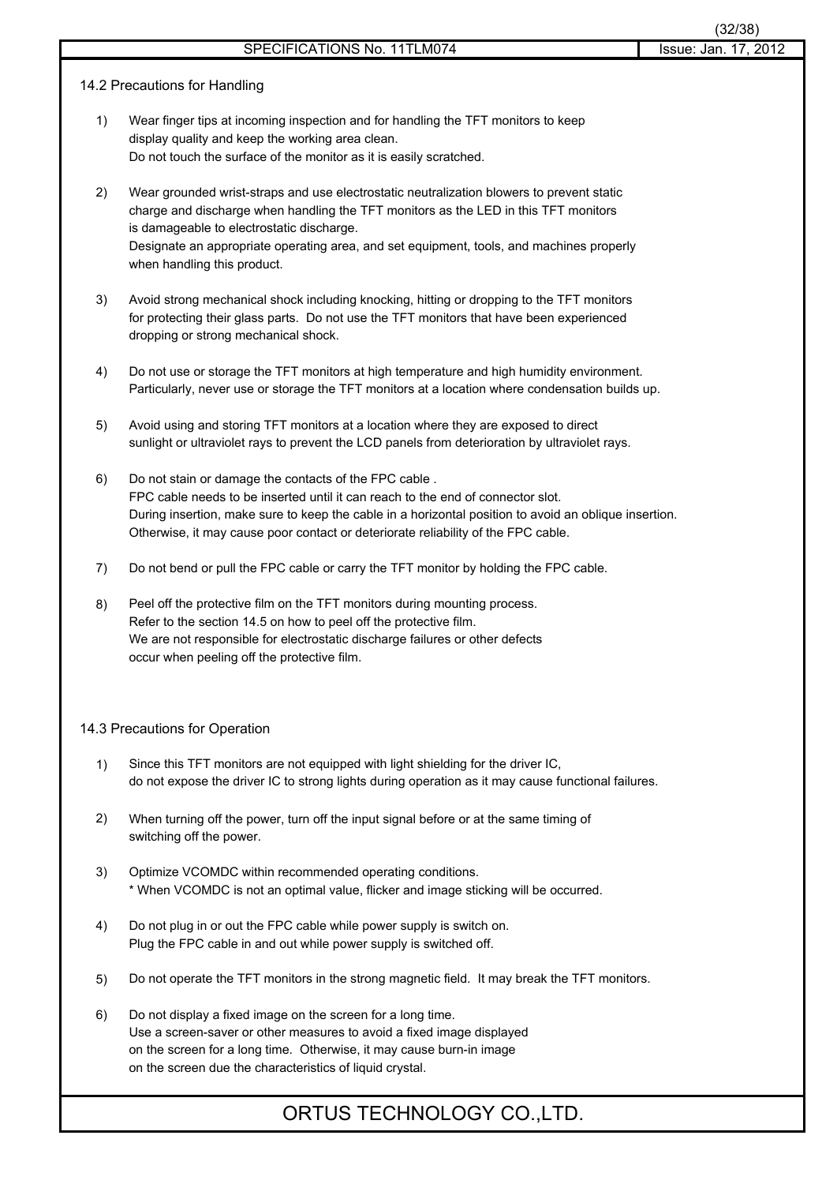## 14.2 Precautions for Handling

1) Wear finger tips at incoming inspection and for handling the TFT monitors to keep display quality and keep the working area clean.
   Do not touch the surface of the monitor as it is easily scratched.

2) Wear grounded wrist-straps and use electrostatic neutralization blowers to prevent static charge and discharge when handling the TFT monitors as the LED in this TFT monitors is damageable to electrostatic discharge.
   Designate an appropriate operating area, and set equipment, tools, and machines properly when handling this product.

3) Avoid strong mechanical shock including knocking, hitting or dropping to the TFT monitors for protecting their glass parts. Do not use the TFT monitors that have been experienced dropping or strong mechanical shock.

4) Do not use or storage the TFT monitors at high temperature and high humidity environment.
   Particularly, never use or storage the TFT monitors at a location where condensation builds up.

5) Avoid using and storing TFT monitors at a location where they are exposed to direct sunlight or ultraviolet rays to prevent the LCD panels from deterioration by ultraviolet rays.

6) Do not stain or damage the contacts of the FPC cable .
   FPC cable needs to be inserted until it can reach to the end of connector slot.
   During insertion, make sure to keep the cable in a horizontal position to avoid an oblique insertion.
   Otherwise, it may cause poor contact or deteriorate reliability of the FPC cable.

7) Do not bend or pull the FPC cable or carry the TFT monitor by holding the FPC cable.

8) Peel off the protective film on the TFT monitors during mounting process.
   Refer to the section 14.5 on how to peel off the protective film.
   We are not responsible for electrostatic discharge failures or other defects occur when peeling off the protective film.

## 14.3 Precautions for Operation

1) Since this TFT monitors are not equipped with light shielding for the driver IC, do not expose the driver IC to strong lights during operation as it may cause functional failures.

2) When turning off the power, turn off the input signal before or at the same timing of switching off the power.

3) Optimize VCOMDC within recommended operating conditions.
   * When VCOMDC is not an optimal value, flicker and image sticking will be occurred.

4) Do not plug in or out the FPC cable while power supply is switch on.
   Plug the FPC cable in and out while power supply is switched off.

5) Do not operate the TFT monitors in the strong magnetic field. It may break the TFT monitors.

6) Do not display a fixed image on the screen for a long time.
   Use a screen-saver or other measures to avoid a fixed image displayed on the screen for a long time. Otherwise, it may cause burn-in image on the screen due the characteristics of liquid crystal.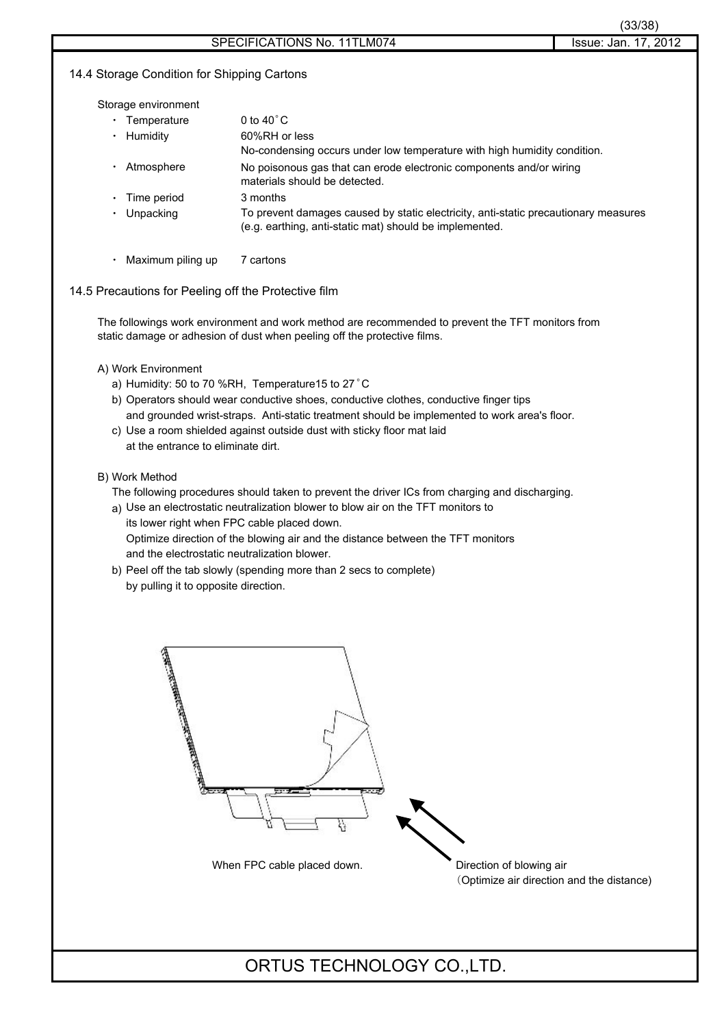## 14.4 Storage Condition for Shipping Cartons

Storage environment

- Temperature: 0 to 40˚C
- Humidity: 60%RH or less
  No-condensing occurs under low temperature with high humidity condition.
- Atmosphere: No poisonous gas that can erode electronic components and/or wiring materials should be detected.
- Time period: 3 months
- Unpacking: To prevent damages caused by static electricity, anti-static precautionary measures (e.g. earthing, anti-static mat) should be implemented.
- Maximum piling up: 7 cartons

## 14.5 Precautions for Peeling off the Protective film

The followings work environment and work method are recommended to prevent the TFT monitors from static damage or adhesion of dust when peeling off the protective films.

A) Work Environment

a) Humidity: 50 to 70 %RH, Temperature15 to 27˚C

b) Operators should wear conductive shoes, conductive clothes, conductive finger tips and grounded wrist-straps. Anti-static treatment should be implemented to work area's floor.

c) Use a room shielded against outside dust with sticky floor mat laid at the entrance to eliminate dirt.

B) Work Method

The following procedures should taken to prevent the driver ICs from charging and discharging.

a) Use an electrostatic neutralization blower to blow air on the TFT monitors to its lower right when FPC cable placed down.
Optimize direction of the blowing air and the distance between the TFT monitors and the electrostatic neutralization blower.

b) Peel off the tab slowly (spending more than 2 secs to complete) by pulling it to opposite direction.

When FPC cable placed down.

Direction of blowing air
(Optimize air direction and the distance)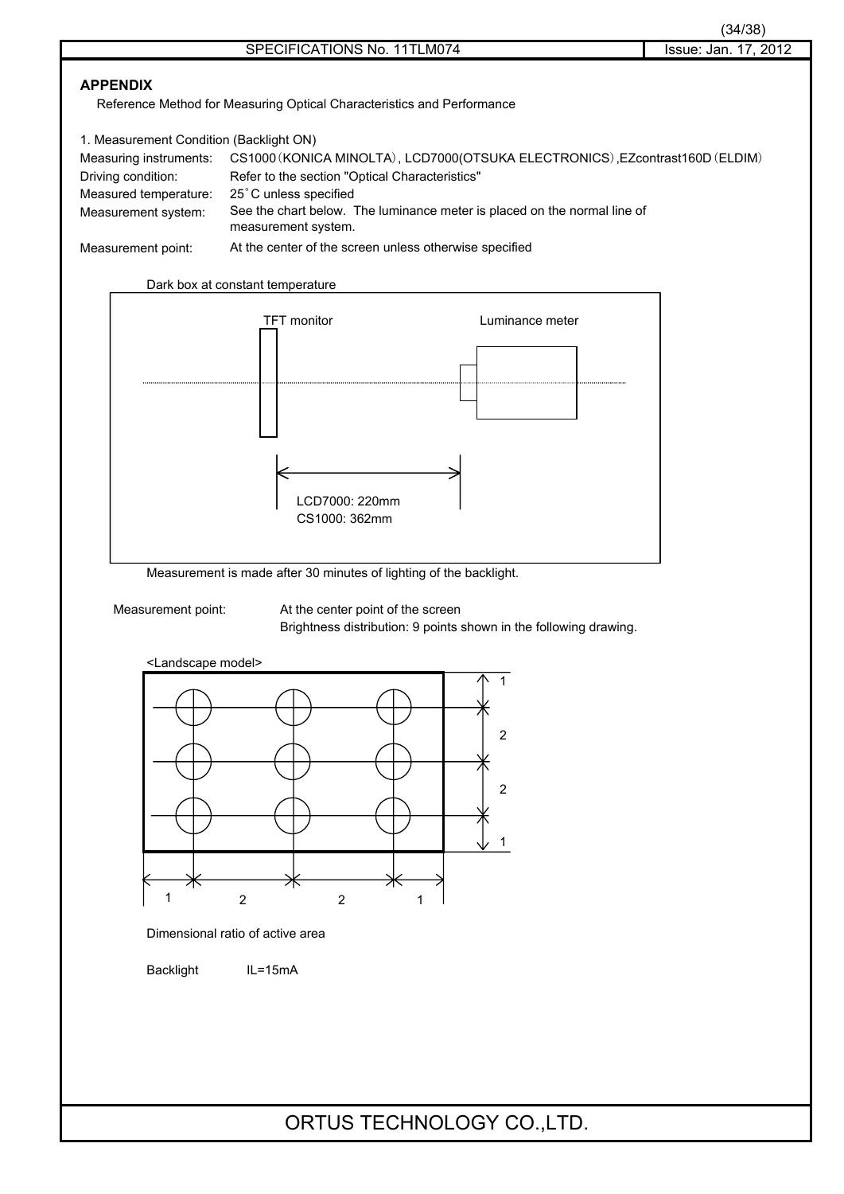## APPENDIX

Reference Method for Measuring Optical Characteristics and Performance

1. Measurement Condition (Backlight ON)

| | |
|---|---|
| Measuring instruments: | CS1000（KONICA MINOLTA）, LCD7000(OTSUKA ELECTRONICS),EZcontrast160D（ELDIM） |
| Driving condition: | Refer to the section "Optical Characteristics" |
| Measured temperature: | 25˚C unless specified |
| Measurement system: | See the chart below. The luminance meter is placed on the normal line of measurement system. |
| Measurement point: | At the center of the screen unless otherwise specified |

Dark box at constant temperature

TFT monitor

Luminance meter

LCD7000: 220mm
CS1000: 362mm

Measurement is made after 30 minutes of lighting of the backlight.

Measurement point: At the center point of the screen
Brightness distribution: 9 points shown in the following drawing.

<Landscape model>

1 2 2 1 (vertical)

1 2 2 1 (horizontal)

Dimensional ratio of active area

Backlight IL=15mA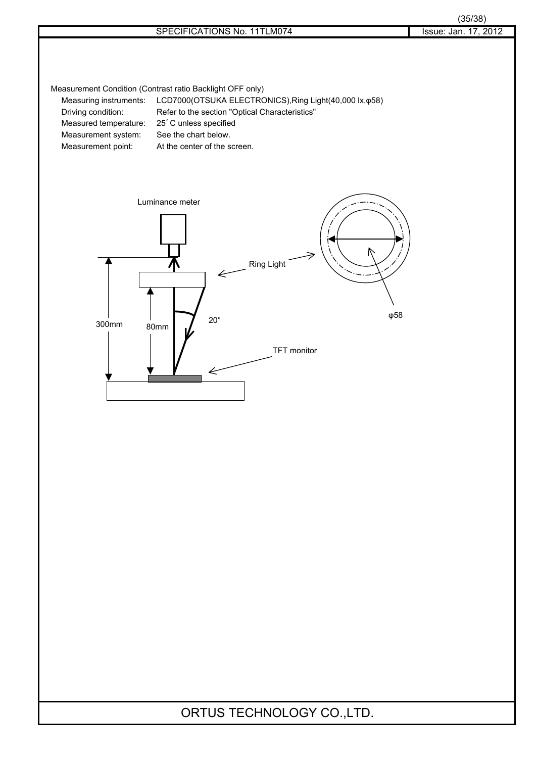Measurement Condition (Contrast ratio Backlight OFF only)

| | |
|---|---|
| Measuring instruments: | LCD7000(OTSUKA ELECTRONICS),Ring Light(40,000 lx,φ58) |
| Driving condition: | Refer to the section "Optical Characteristics" |
| Measured temperature: | 25˚C unless specified |
| Measurement system: | See the chart below. |
| Measurement point: | At the center of the screen. |

Luminance meter

Ring Light

300mm

80mm

20˚

TFT monitor

φ58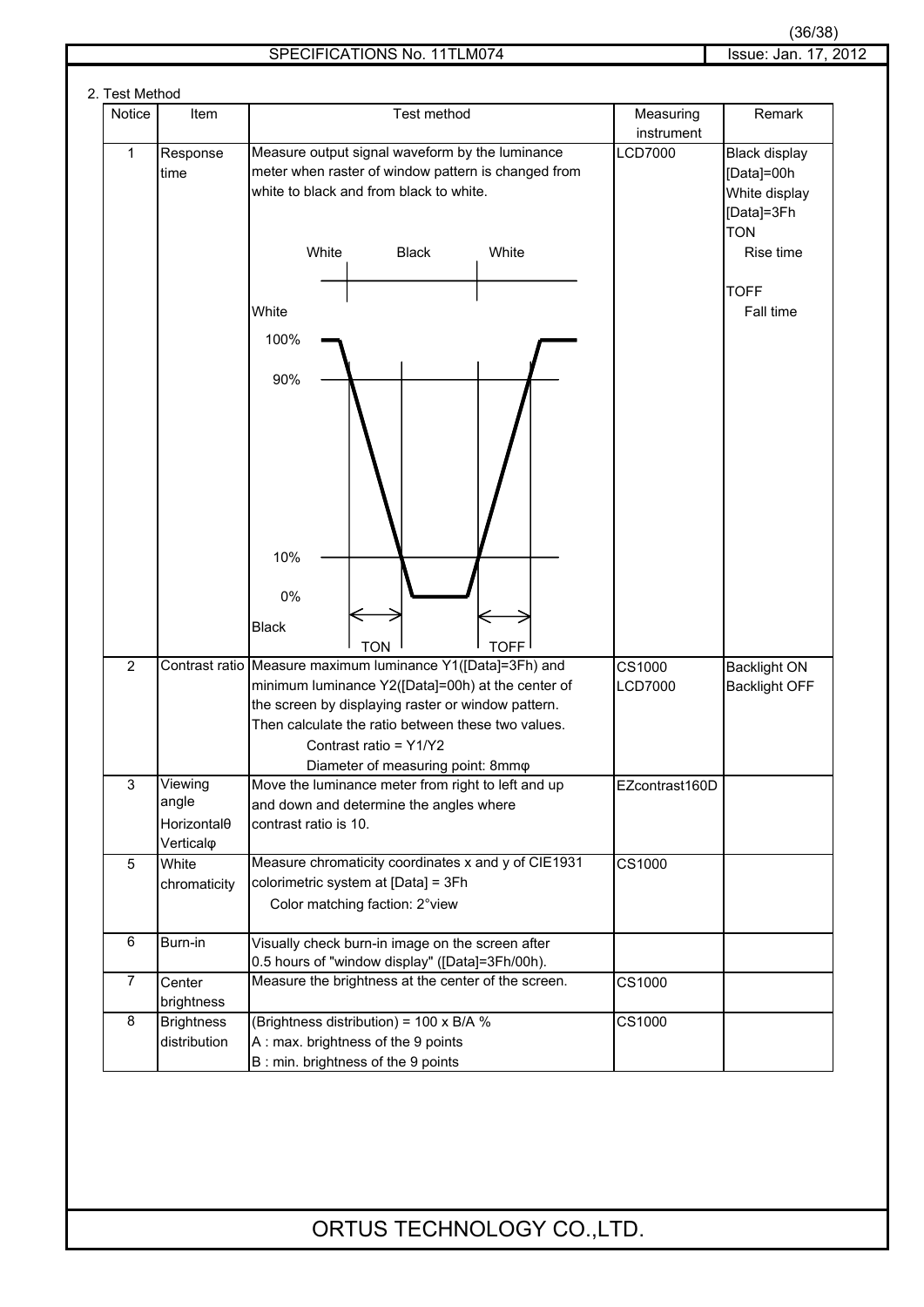## 2. Test Method

| Notice | Item | Test method | Measuring instrument | Remark |
|---|---|---|---|---|
| 1 | Response time | Measure output signal waveform by the luminance meter when raster of window pattern is changed from white to black and from black to white. (Diagram: White / Black / White; White 100%, 90%, 10%, 0% Black; TON, TOFF) | LCD7000 | Black display [Data]=00h White display [Data]=3Fh TON Rise time TOFF Fall time |
| 2 | Contrast ratio | Measure maximum luminance Y1([Data]=3Fh) and minimum luminance Y2([Data]=00h) at the center of the screen by displaying raster or window pattern. Then calculate the ratio between these two values. Contrast ratio = Y1/Y2 Diameter of measuring point: 8mmφ | CS1000 LCD7000 | Backlight ON Backlight OFF |
| 3 | Viewing angle Horizontalθ Verticalφ | Move the luminance meter from right to left and up and down and determine the angles where contrast ratio is 10. | EZcontrast160D | |
| 5 | White chromaticity | Measure chromaticity coordinates x and y of CIE1931 colorimetric system at [Data] = 3Fh Color matching faction: 2°view | CS1000 | |
| 6 | Burn-in | Visually check burn-in image on the screen after 0.5 hours of "window display" ([Data]=3Fh/00h). | | |
| 7 | Center brightness | Measure the brightness at the center of the screen. | CS1000 | |
| 8 | Brightness distribution | (Brightness distribution) = 100 x B/A % A : max. brightness of the 9 points B : min. brightness of the 9 points | CS1000 | |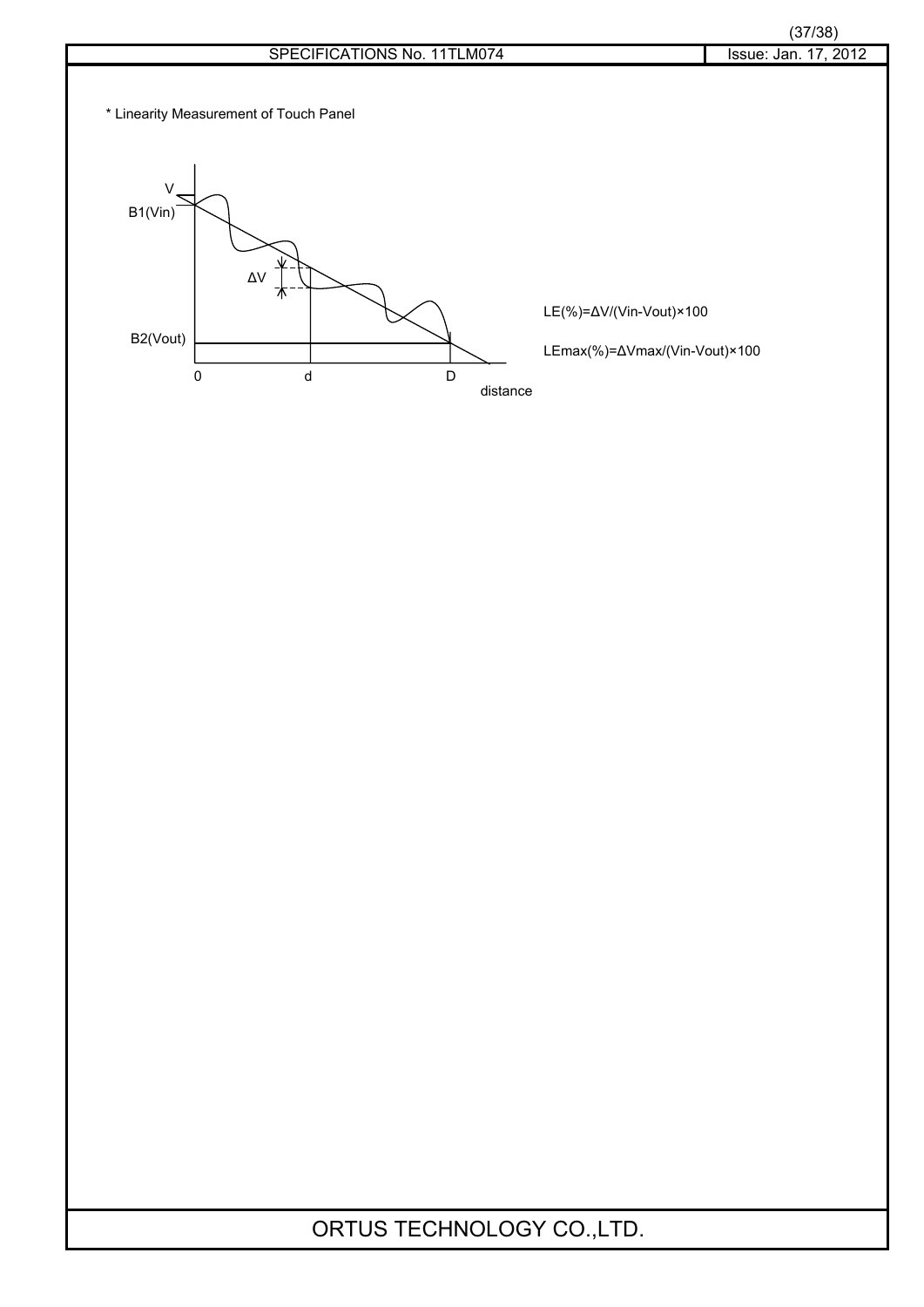* Linearity Measurement of Touch Panel

V

B1(Vin)

ΔV

B2(Vout)

0 d D

distance

$$LE(\%) = \Delta V / (Vin - Vout) \times 100$$

$$LEmax(\%) = \Delta Vmax / (Vin - Vout) \times 100$$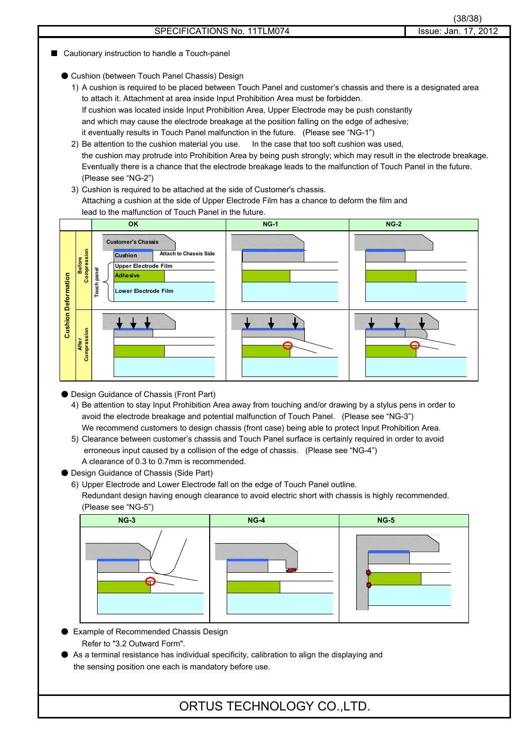■ Cautionary instruction to handle a Touch-panel

● Cushion (between Touch Panel Chassis) Design

1) A cushion is required to be placed between Touch Panel and customer's chassis and there is a designated area to attach it. Attachment at area inside Input Prohibition Area must be forbidden.
   If cushion was located inside Input Prohibition Area, Upper Electrode may be push constantly and which may cause the electrode breakage at the position falling on the edge of adhesive; it eventually results in Touch Panel malfunction in the future. (Please see "NG-1")
2) Be attention to the cushion material you use. In the case that too soft cushion was used, the cushion may protrude into Prohibition Area by being push strongly; which may result in the electrode breakage. Eventually there is a chance that the electrode breakage leads to the malfunction of Touch Panel in the future. (Please see "NG-2")
3) Cushion is required to be attached at the side of Customer's chassis.
   Attaching a cushion at the side of Upper Electrode Film has a chance to deform the film and lead to the malfunction of Touch Panel in the future.

Cushion Deformation

OK | NG-1 | NG-2

Before Compression

Customer's Chassis

Cushion

Attach to Chassis Side

Touch panel

Upper Electrode Film

Adhesive

Lower Electrode Film

After Compression

● Design Guidance of Chassis (Front Part)

4) Be attention to stay Input Prohibition Area away from touching and/or drawing by a stylus pens in order to avoid the electrode breakage and potential malfunction of Touch Panel. (Please see "NG-3")
   We recommend customers to design chassis (front case) being able to protect Input Prohibition Area.
5) Clearance between customer's chassis and Touch Panel surface is certainly required in order to avoid erroneous input caused by a collision of the edge of chassis. (Please see "NG-4")
   A clearance of 0.3 to 0.7mm is recommended.

● Design Guidance of Chassis (Side Part)

6) Upper Electrode and Lower Electrode fall on the edge of Touch Panel outline.
   Redundant design having enough clearance to avoid electric short with chassis is highly recommended. (Please see "NG-5")

NG-3 | NG-4 | NG-5

● Example of Recommended Chassis Design
   Refer to "3.2 Outward Form".

● As a terminal resistance has individual specificity, calibration to align the displaying and the sensing position one each is mandatory before use.